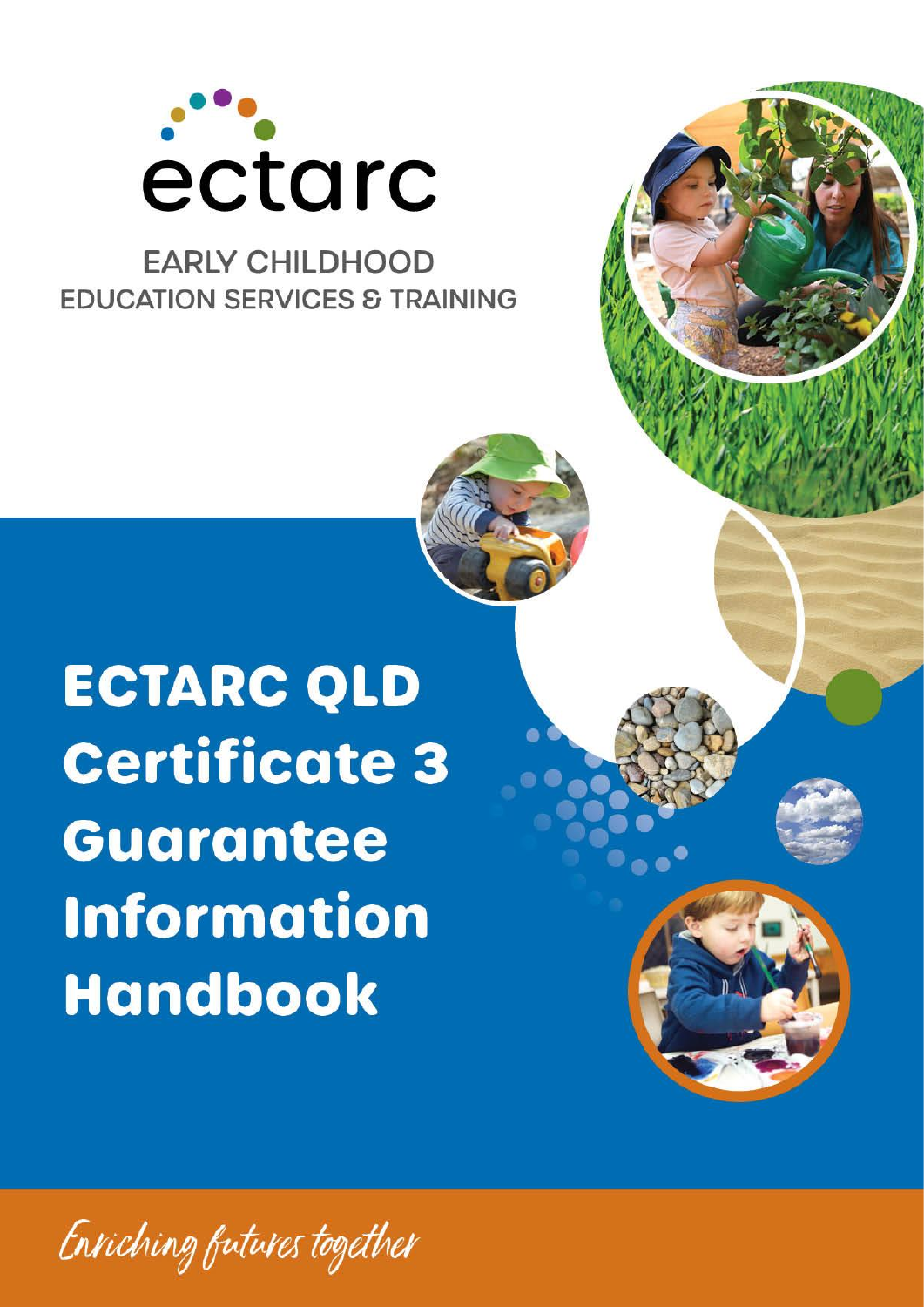ectarc

EARLY CHILDHOOD
EDUCATION SERVICES & TRAINING

# ECTARC QLD Certificate 3 Guarantee Information Handbook

*Enriching futures together*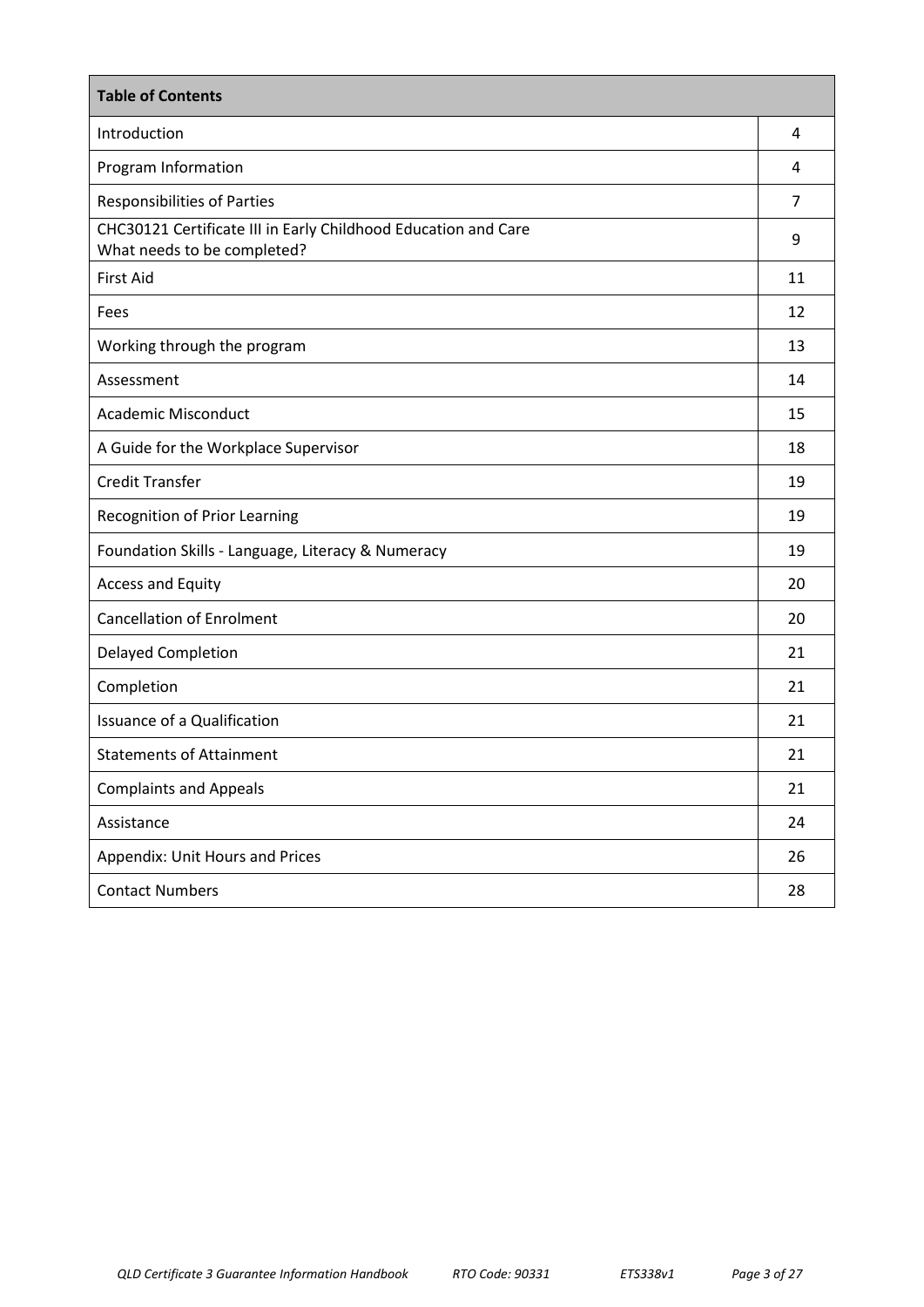| Table of Contents | |
|---|---|
| Introduction | 4 |
| Program Information | 4 |
| Responsibilities of Parties | 7 |
| CHC30121 Certificate III in Early Childhood Education and Care What needs to be completed? | 9 |
| First Aid | 11 |
| Fees | 12 |
| Working through the program | 13 |
| Assessment | 14 |
| Academic Misconduct | 15 |
| A Guide for the Workplace Supervisor | 18 |
| Credit Transfer | 19 |
| Recognition of Prior Learning | 19 |
| Foundation Skills - Language, Literacy & Numeracy | 19 |
| Access and Equity | 20 |
| Cancellation of Enrolment | 20 |
| Delayed Completion | 21 |
| Completion | 21 |
| Issuance of a Qualification | 21 |
| Statements of Attainment | 21 |
| Complaints and Appeals | 21 |
| Assistance | 24 |
| Appendix: Unit Hours and Prices | 26 |
| Contact Numbers | 28 |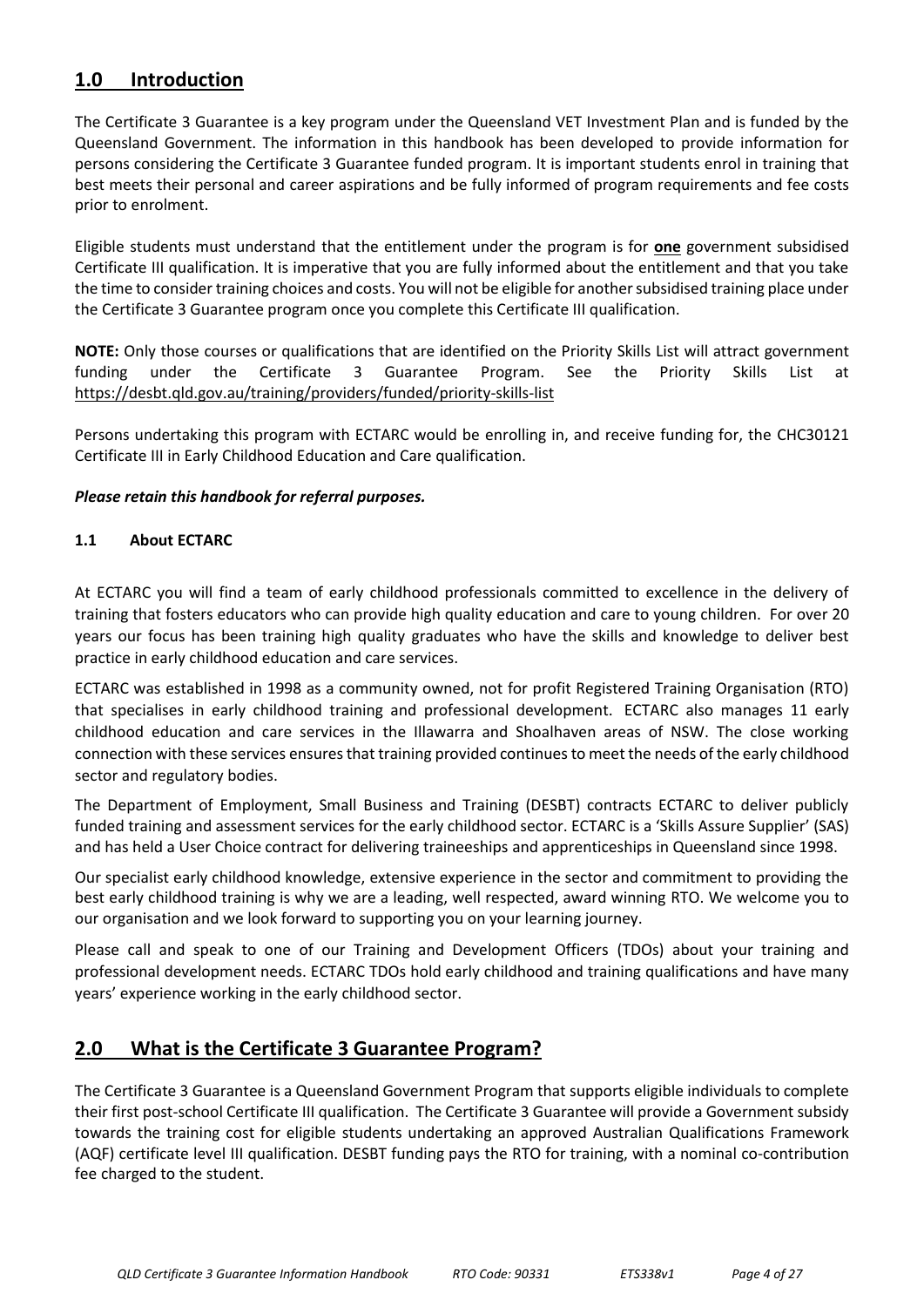## 1.0 Introduction

The Certificate 3 Guarantee is a key program under the Queensland VET Investment Plan and is funded by the Queensland Government. The information in this handbook has been developed to provide information for persons considering the Certificate 3 Guarantee funded program. It is important students enrol in training that best meets their personal and career aspirations and be fully informed of program requirements and fee costs prior to enrolment.

Eligible students must understand that the entitlement under the program is for **one** government subsidised Certificate III qualification. It is imperative that you are fully informed about the entitlement and that you take the time to consider training choices and costs. You will not be eligible for another subsidised training place under the Certificate 3 Guarantee program once you complete this Certificate III qualification.

**NOTE:** Only those courses or qualifications that are identified on the Priority Skills List will attract government funding under the Certificate 3 Guarantee Program. See the Priority Skills List at https://desbt.qld.gov.au/training/providers/funded/priority-skills-list

Persons undertaking this program with ECTARC would be enrolling in, and receive funding for, the CHC30121 Certificate III in Early Childhood Education and Care qualification.

***Please retain this handbook for referral purposes.***

### 1.1 About ECTARC

At ECTARC you will find a team of early childhood professionals committed to excellence in the delivery of training that fosters educators who can provide high quality education and care to young children. For over 20 years our focus has been training high quality graduates who have the skills and knowledge to deliver best practice in early childhood education and care services.

ECTARC was established in 1998 as a community owned, not for profit Registered Training Organisation (RTO) that specialises in early childhood training and professional development. ECTARC also manages 11 early childhood education and care services in the Illawarra and Shoalhaven areas of NSW. The close working connection with these services ensures that training provided continues to meet the needs of the early childhood sector and regulatory bodies.

The Department of Employment, Small Business and Training (DESBT) contracts ECTARC to deliver publicly funded training and assessment services for the early childhood sector. ECTARC is a 'Skills Assure Supplier' (SAS) and has held a User Choice contract for delivering traineeships and apprenticeships in Queensland since 1998.

Our specialist early childhood knowledge, extensive experience in the sector and commitment to providing the best early childhood training is why we are a leading, well respected, award winning RTO. We welcome you to our organisation and we look forward to supporting you on your learning journey.

Please call and speak to one of our Training and Development Officers (TDOs) about your training and professional development needs. ECTARC TDOs hold early childhood and training qualifications and have many years' experience working in the early childhood sector.

## 2.0 What is the Certificate 3 Guarantee Program?

The Certificate 3 Guarantee is a Queensland Government Program that supports eligible individuals to complete their first post-school Certificate III qualification. The Certificate 3 Guarantee will provide a Government subsidy towards the training cost for eligible students undertaking an approved Australian Qualifications Framework (AQF) certificate level III qualification. DESBT funding pays the RTO for training, with a nominal co-contribution fee charged to the student.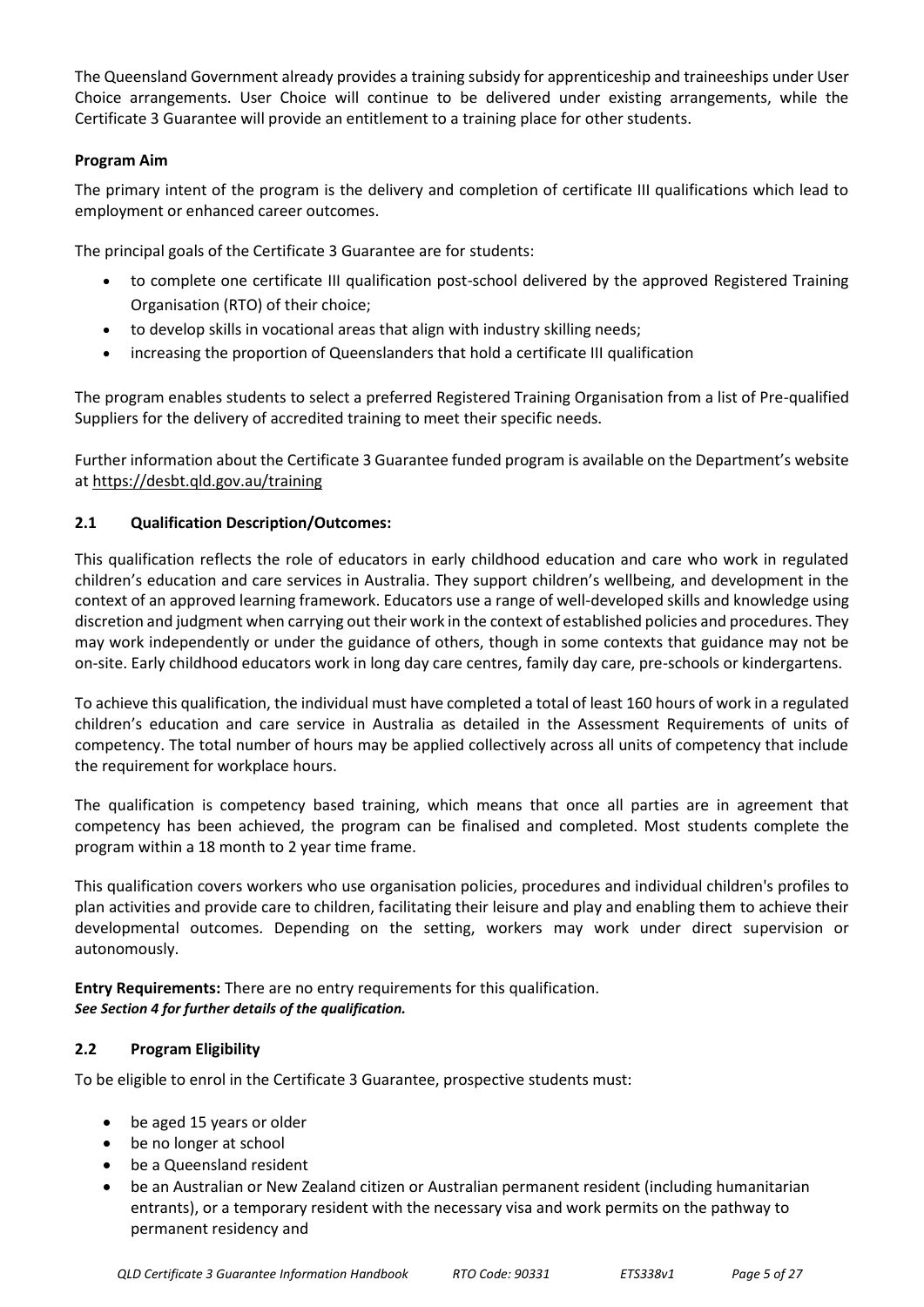The Queensland Government already provides a training subsidy for apprenticeship and traineeships under User Choice arrangements. User Choice will continue to be delivered under existing arrangements, while the Certificate 3 Guarantee will provide an entitlement to a training place for other students.

**Program Aim**

The primary intent of the program is the delivery and completion of certificate III qualifications which lead to employment or enhanced career outcomes.

The principal goals of the Certificate 3 Guarantee are for students:

- to complete one certificate III qualification post-school delivered by the approved Registered Training Organisation (RTO) of their choice;
- to develop skills in vocational areas that align with industry skilling needs;
- increasing the proportion of Queenslanders that hold a certificate III qualification

The program enables students to select a preferred Registered Training Organisation from a list of Pre-qualified Suppliers for the delivery of accredited training to meet their specific needs.

Further information about the Certificate 3 Guarantee funded program is available on the Department's website at https://desbt.qld.gov.au/training

### 2.1 Qualification Description/Outcomes:

This qualification reflects the role of educators in early childhood education and care who work in regulated children's education and care services in Australia. They support children's wellbeing, and development in the context of an approved learning framework. Educators use a range of well-developed skills and knowledge using discretion and judgment when carrying out their work in the context of established policies and procedures. They may work independently or under the guidance of others, though in some contexts that guidance may not be on-site. Early childhood educators work in long day care centres, family day care, pre-schools or kindergartens.

To achieve this qualification, the individual must have completed a total of least 160 hours of work in a regulated children's education and care service in Australia as detailed in the Assessment Requirements of units of competency. The total number of hours may be applied collectively across all units of competency that include the requirement for workplace hours.

The qualification is competency based training, which means that once all parties are in agreement that competency has been achieved, the program can be finalised and completed. Most students complete the program within a 18 month to 2 year time frame.

This qualification covers workers who use organisation policies, procedures and individual children's profiles to plan activities and provide care to children, facilitating their leisure and play and enabling them to achieve their developmental outcomes. Depending on the setting, workers may work under direct supervision or autonomously.

**Entry Requirements:** There are no entry requirements for this qualification.
***See Section 4 for further details of the qualification.***

### 2.2 Program Eligibility

To be eligible to enrol in the Certificate 3 Guarantee, prospective students must:

- be aged 15 years or older
- be no longer at school
- be a Queensland resident
- be an Australian or New Zealand citizen or Australian permanent resident (including humanitarian entrants), or a temporary resident with the necessary visa and work permits on the pathway to permanent residency and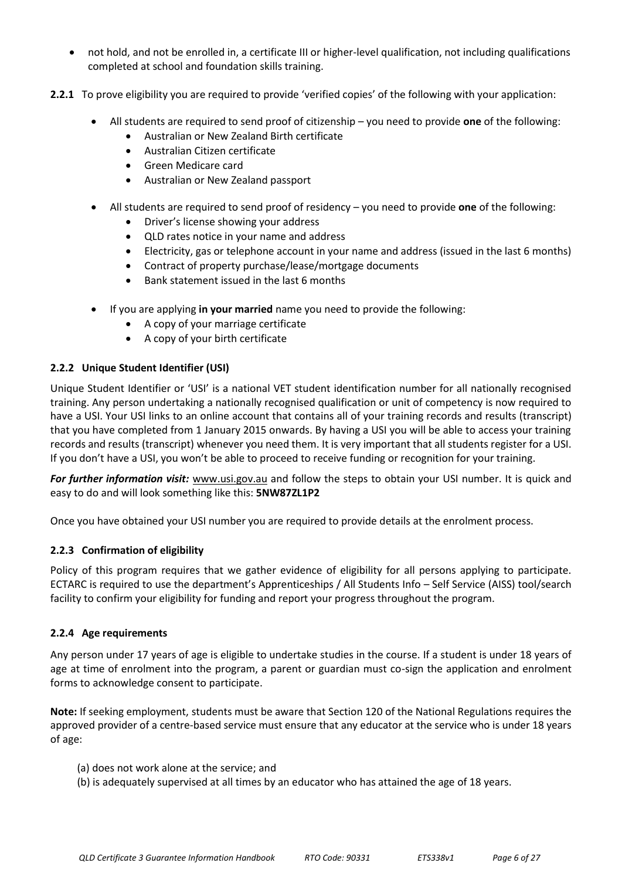- not hold, and not be enrolled in, a certificate III or higher-level qualification, not including qualifications completed at school and foundation skills training.

**2.2.1** To prove eligibility you are required to provide 'verified copies' of the following with your application:

- All students are required to send proof of citizenship – you need to provide **one** of the following:
  - Australian or New Zealand Birth certificate
  - Australian Citizen certificate
  - Green Medicare card
  - Australian or New Zealand passport
- All students are required to send proof of residency – you need to provide **one** of the following:
  - Driver's license showing your address
  - QLD rates notice in your name and address
  - Electricity, gas or telephone account in your name and address (issued in the last 6 months)
  - Contract of property purchase/lease/mortgage documents
  - Bank statement issued in the last 6 months
- If you are applying **in your married** name you need to provide the following:
  - A copy of your marriage certificate
  - A copy of your birth certificate

### 2.2.2 Unique Student Identifier (USI)

Unique Student Identifier or 'USI' is a national VET student identification number for all nationally recognised training. Any person undertaking a nationally recognised qualification or unit of competency is now required to have a USI. Your USI links to an online account that contains all of your training records and results (transcript) that you have completed from 1 January 2015 onwards. By having a USI you will be able to access your training records and results (transcript) whenever you need them. It is very important that all students register for a USI. If you don't have a USI, you won't be able to proceed to receive funding or recognition for your training.

***For further information visit:*** www.usi.gov.au and follow the steps to obtain your USI number. It is quick and easy to do and will look something like this: **5NW87ZL1P2**

Once you have obtained your USI number you are required to provide details at the enrolment process.

### 2.2.3 Confirmation of eligibility

Policy of this program requires that we gather evidence of eligibility for all persons applying to participate. ECTARC is required to use the department's Apprenticeships / All Students Info – Self Service (AISS) tool/search facility to confirm your eligibility for funding and report your progress throughout the program.

### 2.2.4 Age requirements

Any person under 17 years of age is eligible to undertake studies in the course. If a student is under 18 years of age at time of enrolment into the program, a parent or guardian must co-sign the application and enrolment forms to acknowledge consent to participate.

**Note:** If seeking employment, students must be aware that Section 120 of the National Regulations requires the approved provider of a centre-based service must ensure that any educator at the service who is under 18 years of age:

(a) does not work alone at the service; and
(b) is adequately supervised at all times by an educator who has attained the age of 18 years.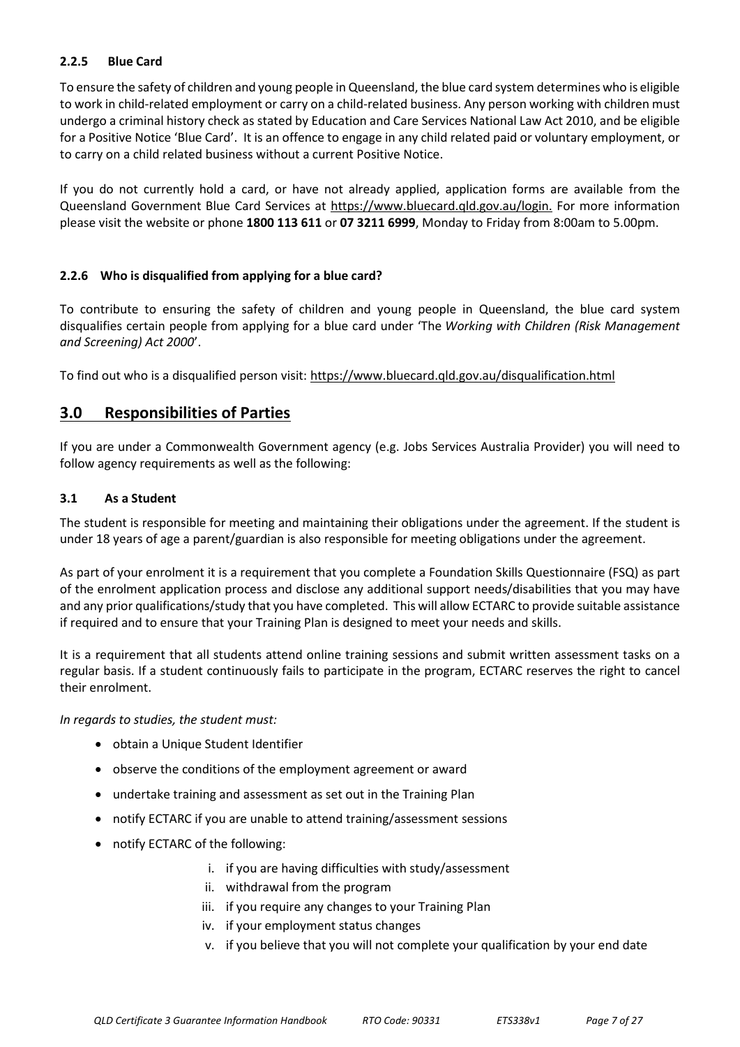#### 2.2.5 Blue Card

To ensure the safety of children and young people in Queensland, the blue card system determines who is eligible to work in child-related employment or carry on a child-related business. Any person working with children must undergo a criminal history check as stated by Education and Care Services National Law Act 2010, and be eligible for a Positive Notice 'Blue Card'. It is an offence to engage in any child related paid or voluntary employment, or to carry on a child related business without a current Positive Notice.

If you do not currently hold a card, or have not already applied, application forms are available from the Queensland Government Blue Card Services at https://www.bluecard.qld.gov.au/login. For more information please visit the website or phone **1800 113 611** or **07 3211 6999**, Monday to Friday from 8:00am to 5.00pm.

#### 2.2.6 Who is disqualified from applying for a blue card?

To contribute to ensuring the safety of children and young people in Queensland, the blue card system disqualifies certain people from applying for a blue card under 'The *Working with Children (Risk Management and Screening) Act 2000*'.

To find out who is a disqualified person visit: https://www.bluecard.qld.gov.au/disqualification.html

## 3.0 Responsibilities of Parties

If you are under a Commonwealth Government agency (e.g. Jobs Services Australia Provider) you will need to follow agency requirements as well as the following:

### 3.1 As a Student

The student is responsible for meeting and maintaining their obligations under the agreement. If the student is under 18 years of age a parent/guardian is also responsible for meeting obligations under the agreement.

As part of your enrolment it is a requirement that you complete a Foundation Skills Questionnaire (FSQ) as part of the enrolment application process and disclose any additional support needs/disabilities that you may have and any prior qualifications/study that you have completed. This will allow ECTARC to provide suitable assistance if required and to ensure that your Training Plan is designed to meet your needs and skills.

It is a requirement that all students attend online training sessions and submit written assessment tasks on a regular basis. If a student continuously fails to participate in the program, ECTARC reserves the right to cancel their enrolment.

*In regards to studies, the student must:*

- obtain a Unique Student Identifier
- observe the conditions of the employment agreement or award
- undertake training and assessment as set out in the Training Plan
- notify ECTARC if you are unable to attend training/assessment sessions
- notify ECTARC of the following:
  1. if you are having difficulties with study/assessment
  2. withdrawal from the program
  3. if you require any changes to your Training Plan
  4. if your employment status changes
  5. if you believe that you will not complete your qualification by your end date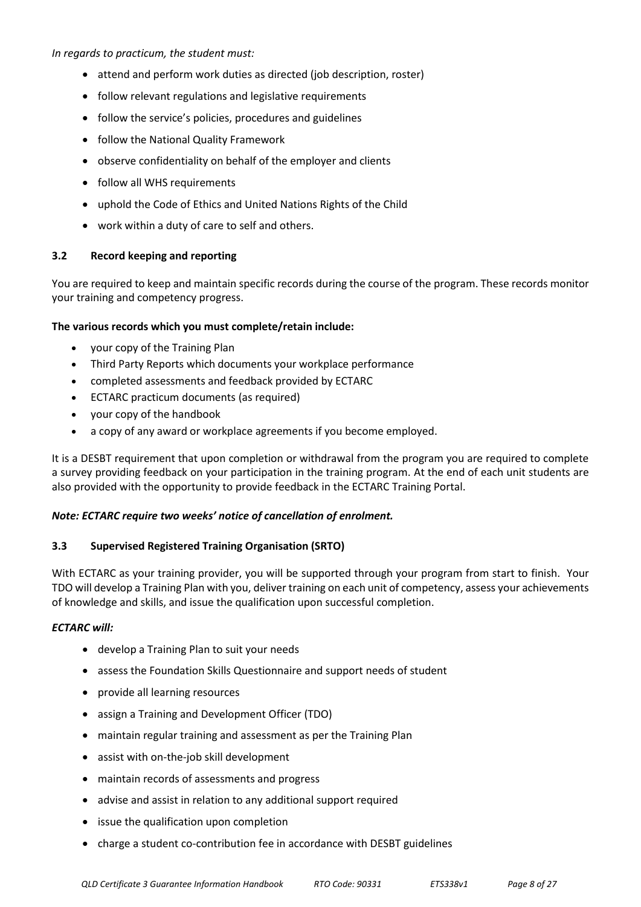*In regards to practicum, the student must:*

- attend and perform work duties as directed (job description, roster)
- follow relevant regulations and legislative requirements
- follow the service's policies, procedures and guidelines
- follow the National Quality Framework
- observe confidentiality on behalf of the employer and clients
- follow all WHS requirements
- uphold the Code of Ethics and United Nations Rights of the Child
- work within a duty of care to self and others.

### 3.2 Record keeping and reporting

You are required to keep and maintain specific records during the course of the program. These records monitor your training and competency progress.

**The various records which you must complete/retain include:**

- your copy of the Training Plan
- Third Party Reports which documents your workplace performance
- completed assessments and feedback provided by ECTARC
- ECTARC practicum documents (as required)
- your copy of the handbook
- a copy of any award or workplace agreements if you become employed.

It is a DESBT requirement that upon completion or withdrawal from the program you are required to complete a survey providing feedback on your participation in the training program. At the end of each unit students are also provided with the opportunity to provide feedback in the ECTARC Training Portal.

***Note: ECTARC require two weeks' notice of cancellation of enrolment.***

### 3.3 Supervised Registered Training Organisation (SRTO)

With ECTARC as your training provider, you will be supported through your program from start to finish. Your TDO will develop a Training Plan with you, deliver training on each unit of competency, assess your achievements of knowledge and skills, and issue the qualification upon successful completion.

***ECTARC will:***

- develop a Training Plan to suit your needs
- assess the Foundation Skills Questionnaire and support needs of student
- provide all learning resources
- assign a Training and Development Officer (TDO)
- maintain regular training and assessment as per the Training Plan
- assist with on-the-job skill development
- maintain records of assessments and progress
- advise and assist in relation to any additional support required
- issue the qualification upon completion
- charge a student co-contribution fee in accordance with DESBT guidelines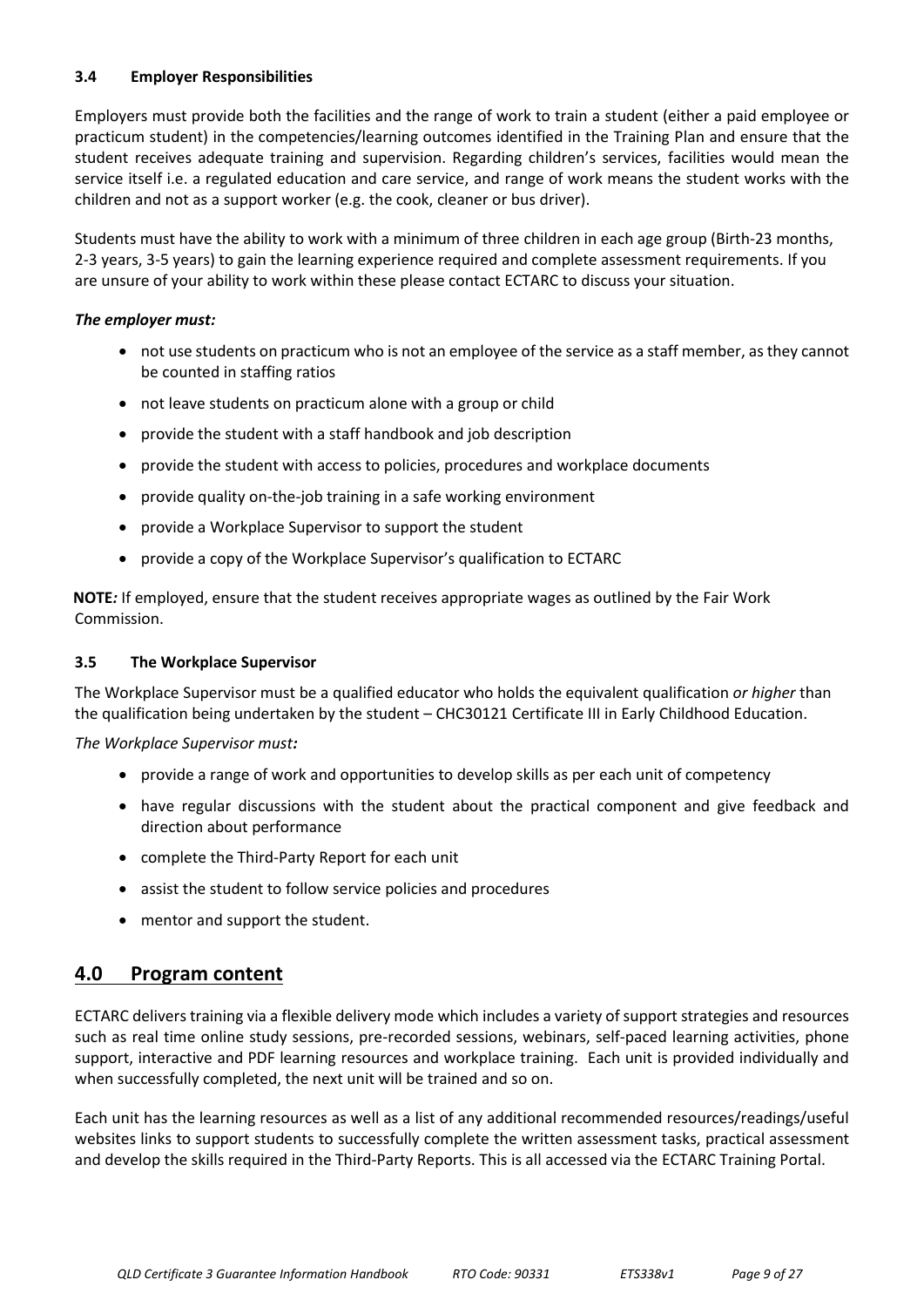### 3.4 Employer Responsibilities

Employers must provide both the facilities and the range of work to train a student (either a paid employee or practicum student) in the competencies/learning outcomes identified in the Training Plan and ensure that the student receives adequate training and supervision. Regarding children's services, facilities would mean the service itself i.e. a regulated education and care service, and range of work means the student works with the children and not as a support worker (e.g. the cook, cleaner or bus driver).

Students must have the ability to work with a minimum of three children in each age group (Birth-23 months, 2-3 years, 3-5 years) to gain the learning experience required and complete assessment requirements. If you are unsure of your ability to work within these please contact ECTARC to discuss your situation.

***The employer must:***

- not use students on practicum who is not an employee of the service as a staff member, as they cannot be counted in staffing ratios
- not leave students on practicum alone with a group or child
- provide the student with a staff handbook and job description
- provide the student with access to policies, procedures and workplace documents
- provide quality on-the-job training in a safe working environment
- provide a Workplace Supervisor to support the student
- provide a copy of the Workplace Supervisor's qualification to ECTARC

**NOTE***:* If employed, ensure that the student receives appropriate wages as outlined by the Fair Work Commission.

### 3.5 The Workplace Supervisor

The Workplace Supervisor must be a qualified educator who holds the equivalent qualification *or higher* than the qualification being undertaken by the student – CHC30121 Certificate III in Early Childhood Education.

*The Workplace Supervisor must**:***

- provide a range of work and opportunities to develop skills as per each unit of competency
- have regular discussions with the student about the practical component and give feedback and direction about performance
- complete the Third-Party Report for each unit
- assist the student to follow service policies and procedures
- mentor and support the student.

## 4.0 Program content

ECTARC delivers training via a flexible delivery mode which includes a variety of support strategies and resources such as real time online study sessions, pre-recorded sessions, webinars, self-paced learning activities, phone support, interactive and PDF learning resources and workplace training. Each unit is provided individually and when successfully completed, the next unit will be trained and so on.

Each unit has the learning resources as well as a list of any additional recommended resources/readings/useful websites links to support students to successfully complete the written assessment tasks, practical assessment and develop the skills required in the Third-Party Reports. This is all accessed via the ECTARC Training Portal.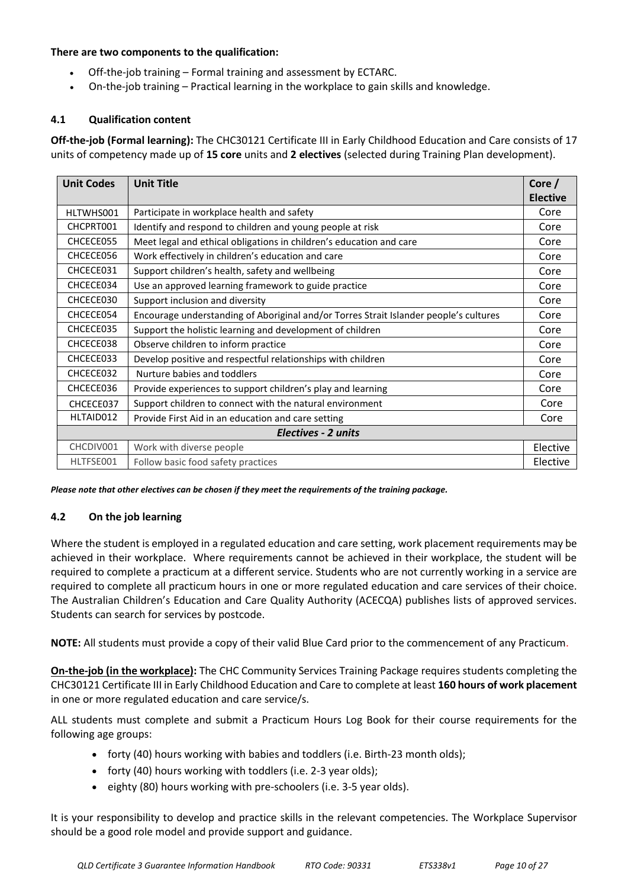**There are two components to the qualification:**

- Off-the-job training – Formal training and assessment by ECTARC.
- On-the-job training – Practical learning in the workplace to gain skills and knowledge.

### 4.1 Qualification content

**Off-the-job (Formal learning):** The CHC30121 Certificate III in Early Childhood Education and Care consists of 17 units of competency made up of **15 core** units and **2 electives** (selected during Training Plan development).

| Unit Codes | Unit Title | Core / Elective |
|---|---|---|
| HLTWHS001 | Participate in workplace health and safety | Core |
| CHCPRT001 | Identify and respond to children and young people at risk | Core |
| CHCECE055 | Meet legal and ethical obligations in children's education and care | Core |
| CHCECE056 | Work effectively in children's education and care | Core |
| CHCECE031 | Support children's health, safety and wellbeing | Core |
| CHCECE034 | Use an approved learning framework to guide practice | Core |
| CHCECE030 | Support inclusion and diversity | Core |
| CHCECE054 | Encourage understanding of Aboriginal and/or Torres Strait Islander people's cultures | Core |
| CHCECE035 | Support the holistic learning and development of children | Core |
| CHCECE038 | Observe children to inform practice | Core |
| CHCECE033 | Develop positive and respectful relationships with children | Core |
| CHCECE032 | Nurture babies and toddlers | Core |
| CHCECE036 | Provide experiences to support children's play and learning | Core |
| CHCECE037 | Support children to connect with the natural environment | Core |
| HLTAID012 | Provide First Aid in an education and care setting | Core |
| ***Electives - 2 units*** | | |
| CHCDIV001 | Work with diverse people | Elective |
| HLTFSE001 | Follow basic food safety practices | Elective |

***Please note that other electives can be chosen if they meet the requirements of the training package.***

### 4.2 On the job learning

Where the student is employed in a regulated education and care setting, work placement requirements may be achieved in their workplace. Where requirements cannot be achieved in their workplace, the student will be required to complete a practicum at a different service. Students who are not currently working in a service are required to complete all practicum hours in one or more regulated education and care services of their choice. The Australian Children's Education and Care Quality Authority (ACECQA) publishes lists of approved services. Students can search for services by postcode.

**NOTE:** All students must provide a copy of their valid Blue Card prior to the commencement of any Practicum.

**On-the-job (in the workplace):** The CHC Community Services Training Package requires students completing the CHC30121 Certificate III in Early Childhood Education and Care to complete at least **160 hours of work placement** in one or more regulated education and care service/s.

ALL students must complete and submit a Practicum Hours Log Book for their course requirements for the following age groups:

- forty (40) hours working with babies and toddlers (i.e. Birth-23 month olds);
- forty (40) hours working with toddlers (i.e. 2-3 year olds);
- eighty (80) hours working with pre-schoolers (i.e. 3-5 year olds).

It is your responsibility to develop and practice skills in the relevant competencies. The Workplace Supervisor should be a good role model and provide support and guidance.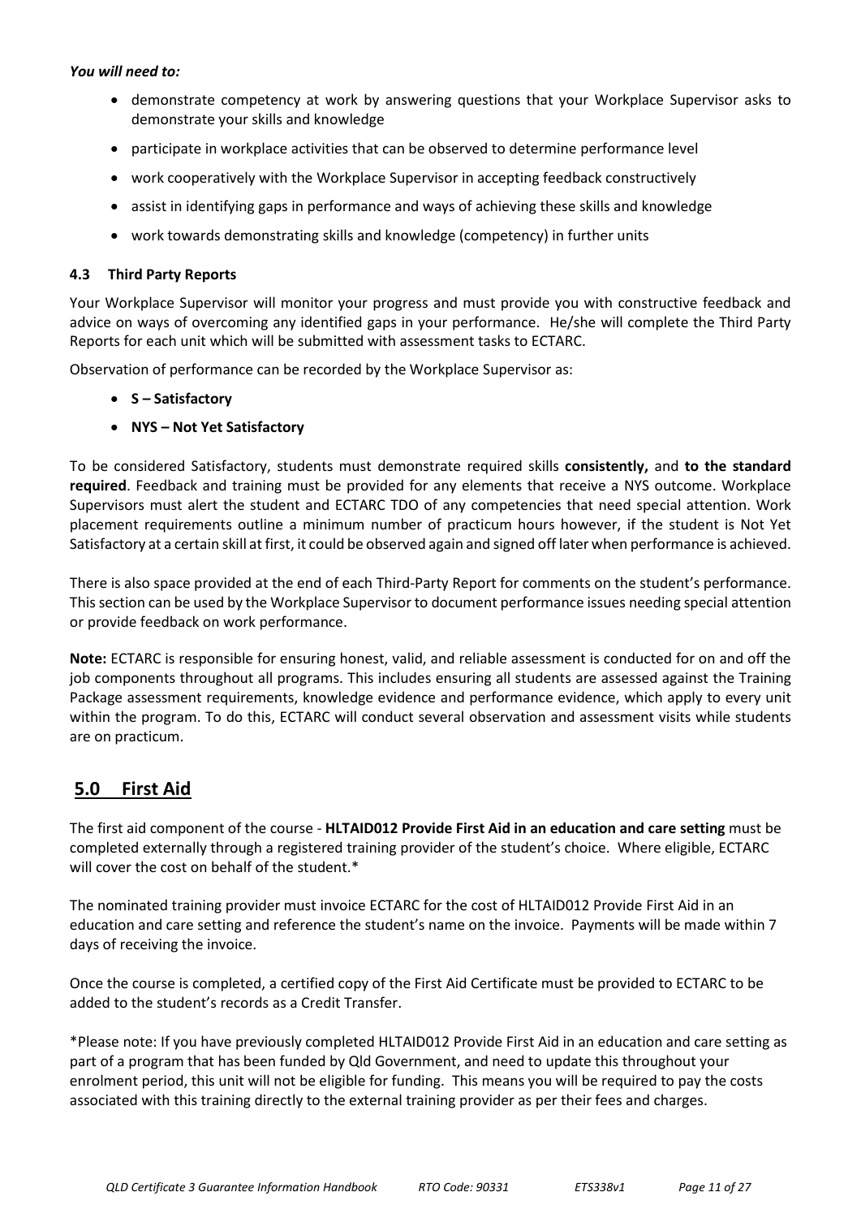***You will need to:***

- demonstrate competency at work by answering questions that your Workplace Supervisor asks to demonstrate your skills and knowledge
- participate in workplace activities that can be observed to determine performance level
- work cooperatively with the Workplace Supervisor in accepting feedback constructively
- assist in identifying gaps in performance and ways of achieving these skills and knowledge
- work towards demonstrating skills and knowledge (competency) in further units

### 4.3 Third Party Reports

Your Workplace Supervisor will monitor your progress and must provide you with constructive feedback and advice on ways of overcoming any identified gaps in your performance. He/she will complete the Third Party Reports for each unit which will be submitted with assessment tasks to ECTARC.

Observation of performance can be recorded by the Workplace Supervisor as:

- **S – Satisfactory**
- **NYS – Not Yet Satisfactory**

To be considered Satisfactory, students must demonstrate required skills **consistently,** and **to the standard required**. Feedback and training must be provided for any elements that receive a NYS outcome. Workplace Supervisors must alert the student and ECTARC TDO of any competencies that need special attention. Work placement requirements outline a minimum number of practicum hours however, if the student is Not Yet Satisfactory at a certain skill at first, it could be observed again and signed off later when performance is achieved.

There is also space provided at the end of each Third-Party Report for comments on the student's performance. This section can be used by the Workplace Supervisor to document performance issues needing special attention or provide feedback on work performance.

**Note:** ECTARC is responsible for ensuring honest, valid, and reliable assessment is conducted for on and off the job components throughout all programs. This includes ensuring all students are assessed against the Training Package assessment requirements, knowledge evidence and performance evidence, which apply to every unit within the program. To do this, ECTARC will conduct several observation and assessment visits while students are on practicum.

## 5.0 First Aid

The first aid component of the course - **HLTAID012 Provide First Aid in an education and care setting** must be completed externally through a registered training provider of the student's choice. Where eligible, ECTARC will cover the cost on behalf of the student.*

The nominated training provider must invoice ECTARC for the cost of HLTAID012 Provide First Aid in an education and care setting and reference the student's name on the invoice. Payments will be made within 7 days of receiving the invoice.

Once the course is completed, a certified copy of the First Aid Certificate must be provided to ECTARC to be added to the student's records as a Credit Transfer.

*Please note: If you have previously completed HLTAID012 Provide First Aid in an education and care setting as part of a program that has been funded by Qld Government, and need to update this throughout your enrolment period, this unit will not be eligible for funding. This means you will be required to pay the costs associated with this training directly to the external training provider as per their fees and charges.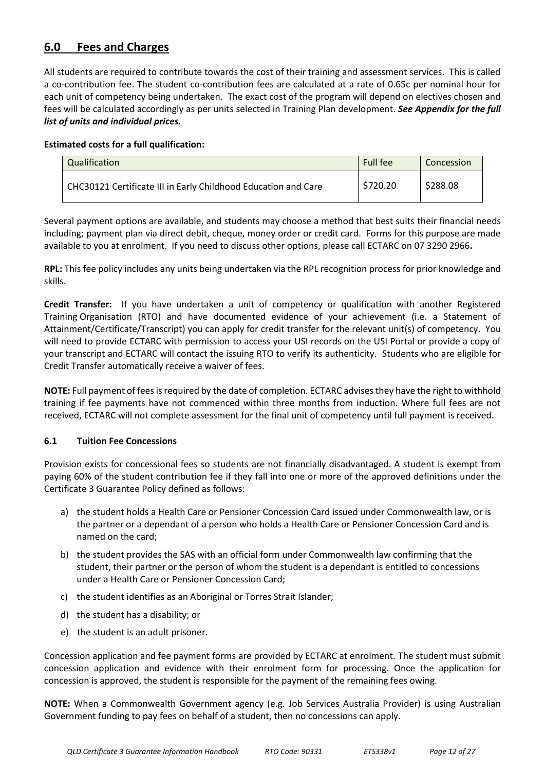## 6.0 Fees and Charges

All students are required to contribute towards the cost of their training and assessment services. This is called a co-contribution fee. The student co-contribution fees are calculated at a rate of 0.65c per nominal hour for each unit of competency being undertaken. The exact cost of the program will depend on electives chosen and fees will be calculated accordingly as per units selected in Training Plan development. ***See Appendix for the full list of units and individual prices.***

**Estimated costs for a full qualification:**

| Qualification | Full fee | Concession |
|---|---|---|
| CHC30121 Certificate III in Early Childhood Education and Care | $720.20 | $288.08 |

Several payment options are available, and students may choose a method that best suits their financial needs including; payment plan via direct debit, cheque, money order or credit card. Forms for this purpose are made available to you at enrolment. If you need to discuss other options, please call ECTARC on 07 3290 2966**.**

**RPL:** This fee policy includes any units being undertaken via the RPL recognition process for prior knowledge and skills.

**Credit Transfer:** If you have undertaken a unit of competency or qualification with another Registered Training Organisation (RTO) and have documented evidence of your achievement (i.e. a Statement of Attainment/Certificate/Transcript) you can apply for credit transfer for the relevant unit(s) of competency. You will need to provide ECTARC with permission to access your USI records on the USI Portal or provide a copy of your transcript and ECTARC will contact the issuing RTO to verify its authenticity. Students who are eligible for Credit Transfer automatically receive a waiver of fees.

**NOTE:** Full payment of fees is required by the date of completion. ECTARC advises they have the right to withhold training if fee payments have not commenced within three months from induction. Where full fees are not received, ECTARC will not complete assessment for the final unit of competency until full payment is received.

### 6.1 Tuition Fee Concessions

Provision exists for concessional fees so students are not financially disadvantaged. A student is exempt from paying 60% of the student contribution fee if they fall into one or more of the approved definitions under the Certificate 3 Guarantee Policy defined as follows:

a) the student holds a Health Care or Pensioner Concession Card issued under Commonwealth law, or is the partner or a dependant of a person who holds a Health Care or Pensioner Concession Card and is named on the card;

b) the student provides the SAS with an official form under Commonwealth law confirming that the student, their partner or the person of whom the student is a dependant is entitled to concessions under a Health Care or Pensioner Concession Card;

c) the student identifies as an Aboriginal or Torres Strait Islander;

d) the student has a disability; or

e) the student is an adult prisoner.

Concession application and fee payment forms are provided by ECTARC at enrolment. The student must submit concession application and evidence with their enrolment form for processing. Once the application for concession is approved, the student is responsible for the payment of the remaining fees owing.

**NOTE:** When a Commonwealth Government agency (e.g. Job Services Australia Provider) is using Australian Government funding to pay fees on behalf of a student, then no concessions can apply.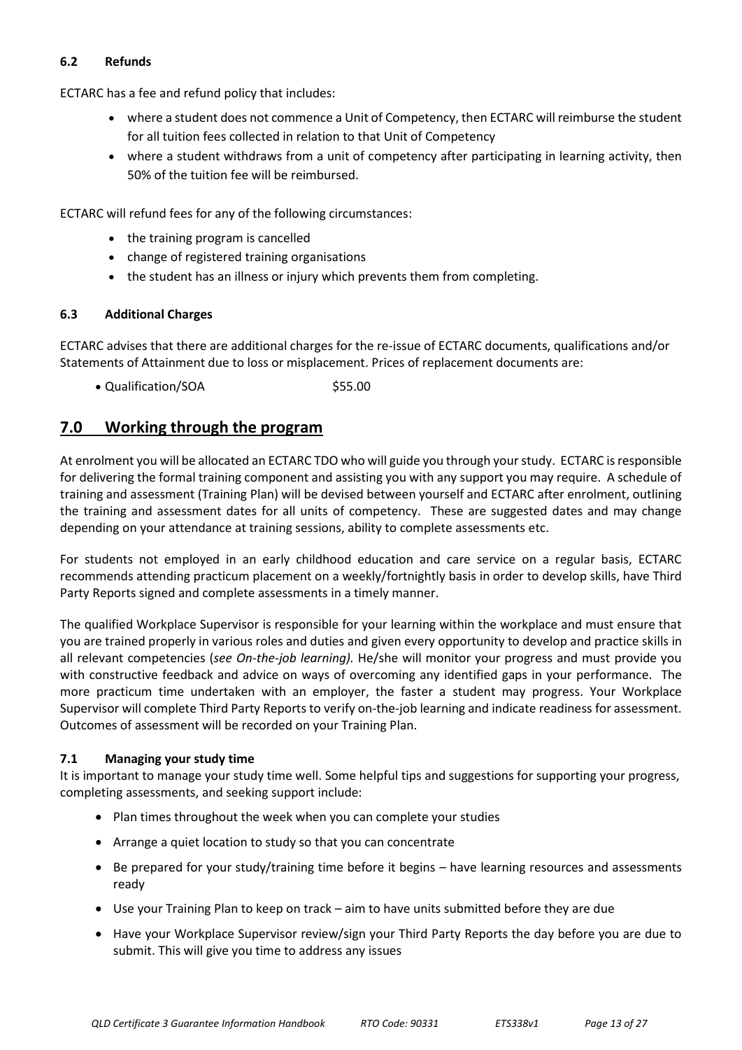### 6.2 Refunds

ECTARC has a fee and refund policy that includes:

- where a student does not commence a Unit of Competency, then ECTARC will reimburse the student for all tuition fees collected in relation to that Unit of Competency
- where a student withdraws from a unit of competency after participating in learning activity, then 50% of the tuition fee will be reimbursed.

ECTARC will refund fees for any of the following circumstances:

- the training program is cancelled
- change of registered training organisations
- the student has an illness or injury which prevents them from completing.

### 6.3 Additional Charges

ECTARC advises that there are additional charges for the re-issue of ECTARC documents, qualifications and/or Statements of Attainment due to loss or misplacement. Prices of replacement documents are:

- Qualification/SOA $55.00

## 7.0 Working through the program

At enrolment you will be allocated an ECTARC TDO who will guide you through your study. ECTARC is responsible for delivering the formal training component and assisting you with any support you may require. A schedule of training and assessment (Training Plan) will be devised between yourself and ECTARC after enrolment, outlining the training and assessment dates for all units of competency. These are suggested dates and may change depending on your attendance at training sessions, ability to complete assessments etc.

For students not employed in an early childhood education and care service on a regular basis, ECTARC recommends attending practicum placement on a weekly/fortnightly basis in order to develop skills, have Third Party Reports signed and complete assessments in a timely manner.

The qualified Workplace Supervisor is responsible for your learning within the workplace and must ensure that you are trained properly in various roles and duties and given every opportunity to develop and practice skills in all relevant competencies (*see On-the-job learning).* He/she will monitor your progress and must provide you with constructive feedback and advice on ways of overcoming any identified gaps in your performance. The more practicum time undertaken with an employer, the faster a student may progress. Your Workplace Supervisor will complete Third Party Reports to verify on-the-job learning and indicate readiness for assessment. Outcomes of assessment will be recorded on your Training Plan.

### 7.1 Managing your study time

It is important to manage your study time well. Some helpful tips and suggestions for supporting your progress, completing assessments, and seeking support include:

- Plan times throughout the week when you can complete your studies
- Arrange a quiet location to study so that you can concentrate
- Be prepared for your study/training time before it begins – have learning resources and assessments ready
- Use your Training Plan to keep on track – aim to have units submitted before they are due
- Have your Workplace Supervisor review/sign your Third Party Reports the day before you are due to submit. This will give you time to address any issues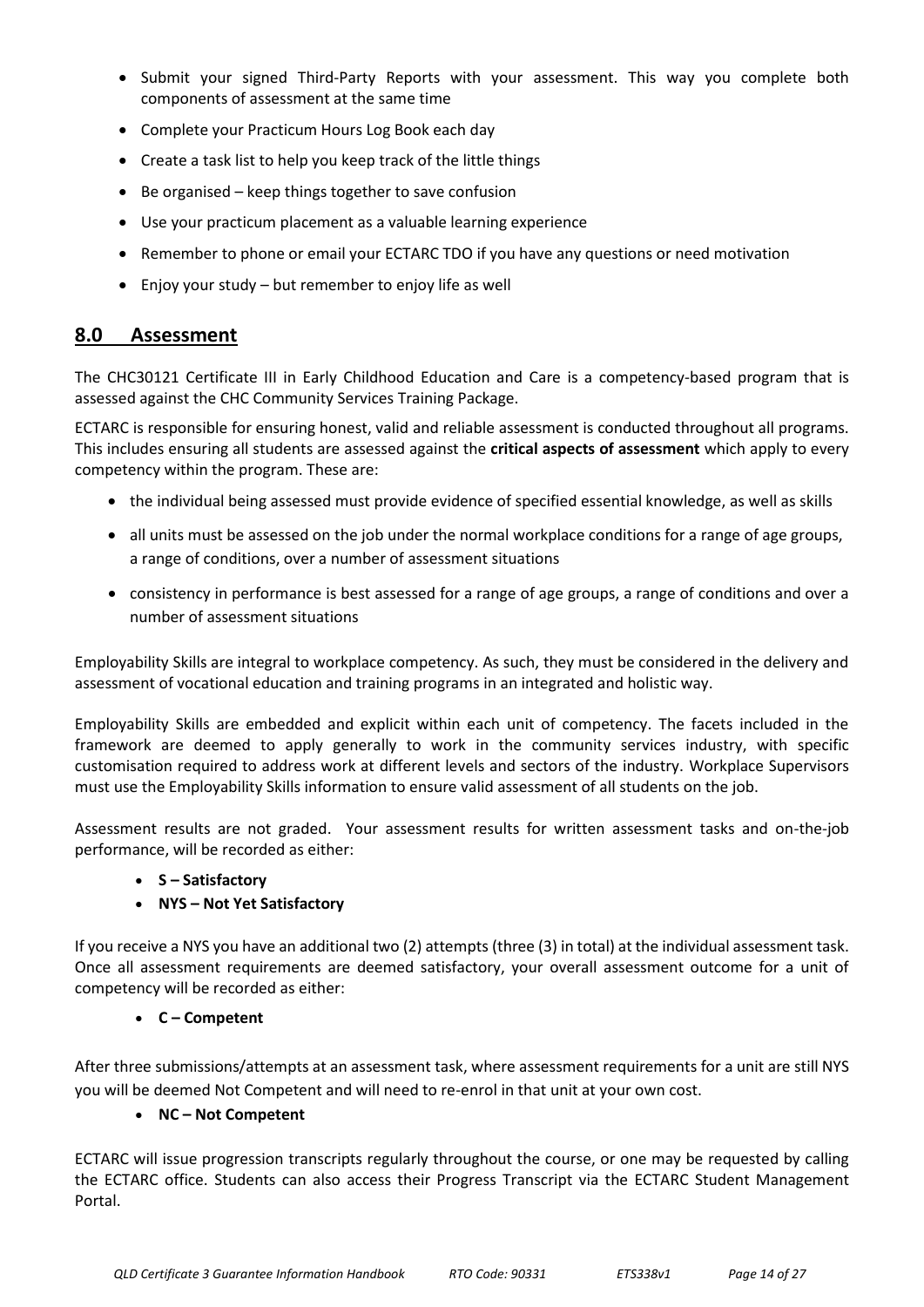- Submit your signed Third-Party Reports with your assessment. This way you complete both components of assessment at the same time
- Complete your Practicum Hours Log Book each day
- Create a task list to help you keep track of the little things
- Be organised – keep things together to save confusion
- Use your practicum placement as a valuable learning experience
- Remember to phone or email your ECTARC TDO if you have any questions or need motivation
- Enjoy your study – but remember to enjoy life as well

## 8.0 Assessment

The CHC30121 Certificate III in Early Childhood Education and Care is a competency-based program that is assessed against the CHC Community Services Training Package.

ECTARC is responsible for ensuring honest, valid and reliable assessment is conducted throughout all programs. This includes ensuring all students are assessed against the **critical aspects of assessment** which apply to every competency within the program. These are:

- the individual being assessed must provide evidence of specified essential knowledge, as well as skills
- all units must be assessed on the job under the normal workplace conditions for a range of age groups, a range of conditions, over a number of assessment situations
- consistency in performance is best assessed for a range of age groups, a range of conditions and over a number of assessment situations

Employability Skills are integral to workplace competency. As such, they must be considered in the delivery and assessment of vocational education and training programs in an integrated and holistic way.

Employability Skills are embedded and explicit within each unit of competency. The facets included in the framework are deemed to apply generally to work in the community services industry, with specific customisation required to address work at different levels and sectors of the industry. Workplace Supervisors must use the Employability Skills information to ensure valid assessment of all students on the job.

Assessment results are not graded. Your assessment results for written assessment tasks and on-the-job performance, will be recorded as either:

- **S – Satisfactory**
- **NYS – Not Yet Satisfactory**

If you receive a NYS you have an additional two (2) attempts (three (3) in total) at the individual assessment task. Once all assessment requirements are deemed satisfactory, your overall assessment outcome for a unit of competency will be recorded as either:

- **C – Competent**

After three submissions/attempts at an assessment task, where assessment requirements for a unit are still NYS you will be deemed Not Competent and will need to re-enrol in that unit at your own cost.

- **NC – Not Competent**

ECTARC will issue progression transcripts regularly throughout the course, or one may be requested by calling the ECTARC office. Students can also access their Progress Transcript via the ECTARC Student Management Portal.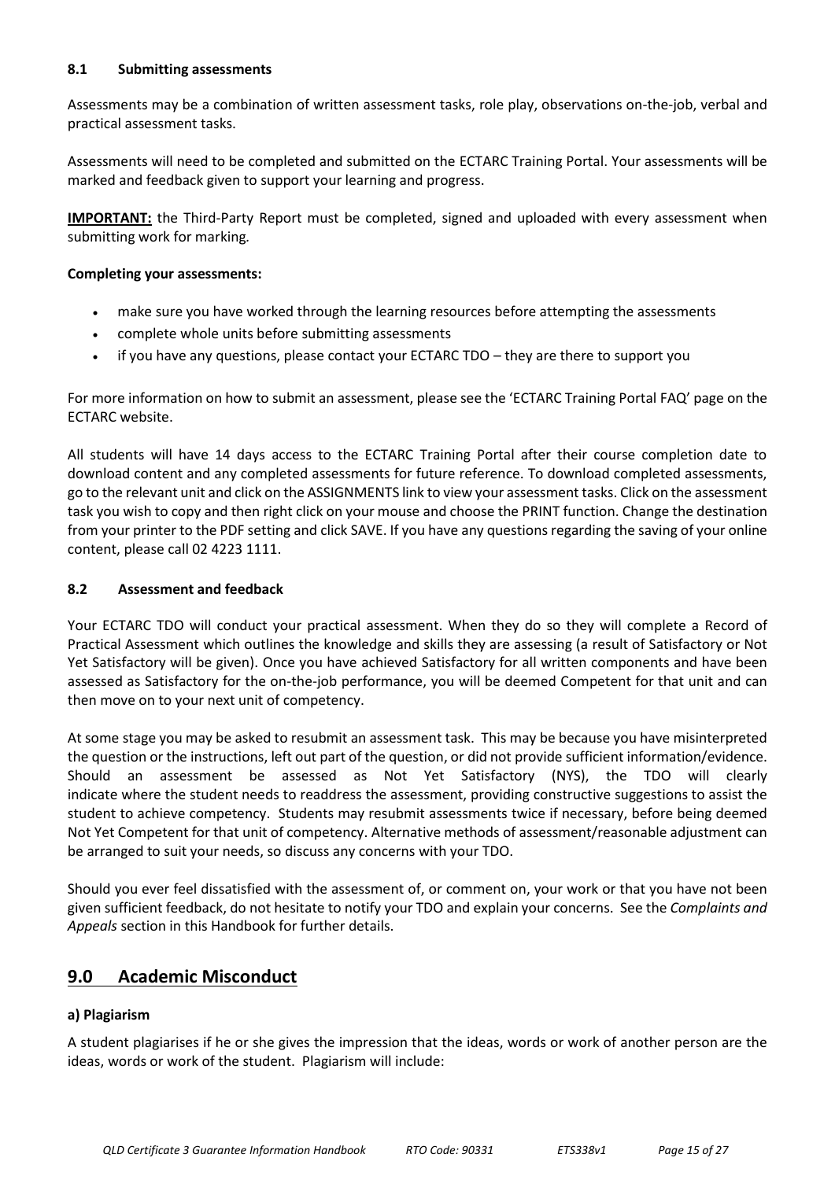### 8.1 Submitting assessments

Assessments may be a combination of written assessment tasks, role play, observations on-the-job, verbal and practical assessment tasks.

Assessments will need to be completed and submitted on the ECTARC Training Portal. Your assessments will be marked and feedback given to support your learning and progress.

**IMPORTANT:** the Third-Party Report must be completed, signed and uploaded with every assessment when submitting work for marking.

**Completing your assessments:**

- make sure you have worked through the learning resources before attempting the assessments
- complete whole units before submitting assessments
- if you have any questions, please contact your ECTARC TDO – they are there to support you

For more information on how to submit an assessment, please see the 'ECTARC Training Portal FAQ' page on the ECTARC website.

All students will have 14 days access to the ECTARC Training Portal after their course completion date to download content and any completed assessments for future reference. To download completed assessments, go to the relevant unit and click on the ASSIGNMENTS link to view your assessment tasks. Click on the assessment task you wish to copy and then right click on your mouse and choose the PRINT function. Change the destination from your printer to the PDF setting and click SAVE. If you have any questions regarding the saving of your online content, please call 02 4223 1111.

### 8.2 Assessment and feedback

Your ECTARC TDO will conduct your practical assessment. When they do so they will complete a Record of Practical Assessment which outlines the knowledge and skills they are assessing (a result of Satisfactory or Not Yet Satisfactory will be given). Once you have achieved Satisfactory for all written components and have been assessed as Satisfactory for the on-the-job performance, you will be deemed Competent for that unit and can then move on to your next unit of competency.

At some stage you may be asked to resubmit an assessment task. This may be because you have misinterpreted the question or the instructions, left out part of the question, or did not provide sufficient information/evidence. Should an assessment be assessed as Not Yet Satisfactory (NYS), the TDO will clearly indicate where the student needs to readdress the assessment, providing constructive suggestions to assist the student to achieve competency. Students may resubmit assessments twice if necessary, before being deemed Not Yet Competent for that unit of competency. Alternative methods of assessment/reasonable adjustment can be arranged to suit your needs, so discuss any concerns with your TDO.

Should you ever feel dissatisfied with the assessment of, or comment on, your work or that you have not been given sufficient feedback, do not hesitate to notify your TDO and explain your concerns. See the *Complaints and Appeals* section in this Handbook for further details.

## 9.0 Academic Misconduct

**a) Plagiarism**

A student plagiarises if he or she gives the impression that the ideas, words or work of another person are the ideas, words or work of the student. Plagiarism will include: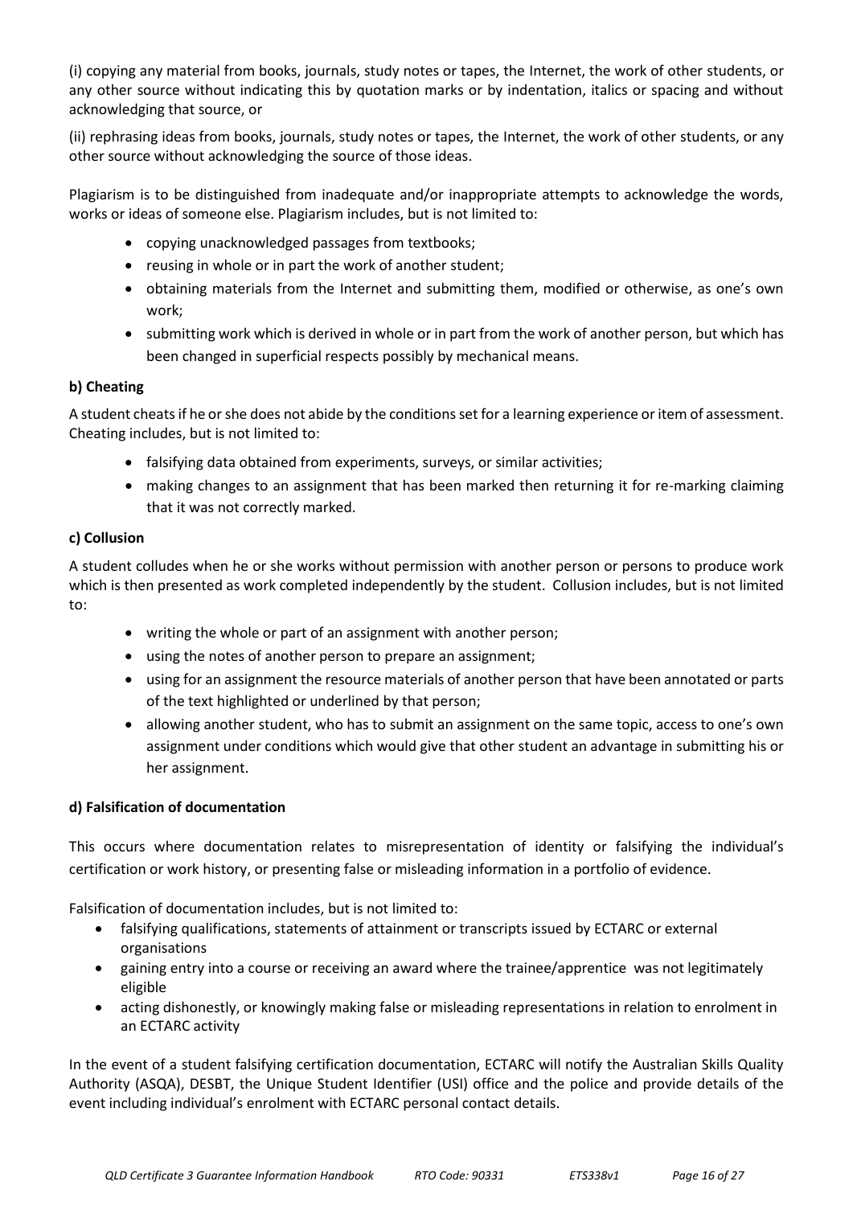(i) copying any material from books, journals, study notes or tapes, the Internet, the work of other students, or any other source without indicating this by quotation marks or by indentation, italics or spacing and without acknowledging that source, or

(ii) rephrasing ideas from books, journals, study notes or tapes, the Internet, the work of other students, or any other source without acknowledging the source of those ideas.

Plagiarism is to be distinguished from inadequate and/or inappropriate attempts to acknowledge the words, works or ideas of someone else. Plagiarism includes, but is not limited to:

- copying unacknowledged passages from textbooks;
- reusing in whole or in part the work of another student;
- obtaining materials from the Internet and submitting them, modified or otherwise, as one's own work;
- submitting work which is derived in whole or in part from the work of another person, but which has been changed in superficial respects possibly by mechanical means.

**b) Cheating**

A student cheats if he or she does not abide by the conditions set for a learning experience or item of assessment. Cheating includes, but is not limited to:

- falsifying data obtained from experiments, surveys, or similar activities;
- making changes to an assignment that has been marked then returning it for re-marking claiming that it was not correctly marked.

**c) Collusion**

A student colludes when he or she works without permission with another person or persons to produce work which is then presented as work completed independently by the student. Collusion includes, but is not limited to:

- writing the whole or part of an assignment with another person;
- using the notes of another person to prepare an assignment;
- using for an assignment the resource materials of another person that have been annotated or parts of the text highlighted or underlined by that person;
- allowing another student, who has to submit an assignment on the same topic, access to one's own assignment under conditions which would give that other student an advantage in submitting his or her assignment.

**d) Falsification of documentation**

This occurs where documentation relates to misrepresentation of identity or falsifying the individual's certification or work history, or presenting false or misleading information in a portfolio of evidence.

Falsification of documentation includes, but is not limited to:

- falsifying qualifications, statements of attainment or transcripts issued by ECTARC or external organisations
- gaining entry into a course or receiving an award where the trainee/apprentice was not legitimately eligible
- acting dishonestly, or knowingly making false or misleading representations in relation to enrolment in an ECTARC activity

In the event of a student falsifying certification documentation, ECTARC will notify the Australian Skills Quality Authority (ASQA), DESBT, the Unique Student Identifier (USI) office and the police and provide details of the event including individual's enrolment with ECTARC personal contact details.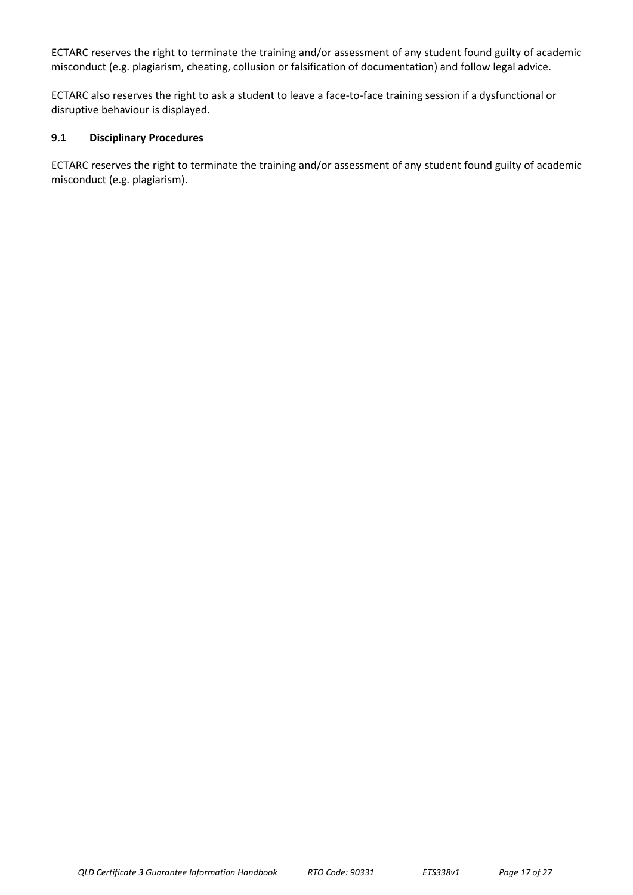ECTARC reserves the right to terminate the training and/or assessment of any student found guilty of academic misconduct (e.g. plagiarism, cheating, collusion or falsification of documentation) and follow legal advice.

ECTARC also reserves the right to ask a student to leave a face-to-face training session if a dysfunctional or disruptive behaviour is displayed.

### 9.1 Disciplinary Procedures

ECTARC reserves the right to terminate the training and/or assessment of any student found guilty of academic misconduct (e.g. plagiarism).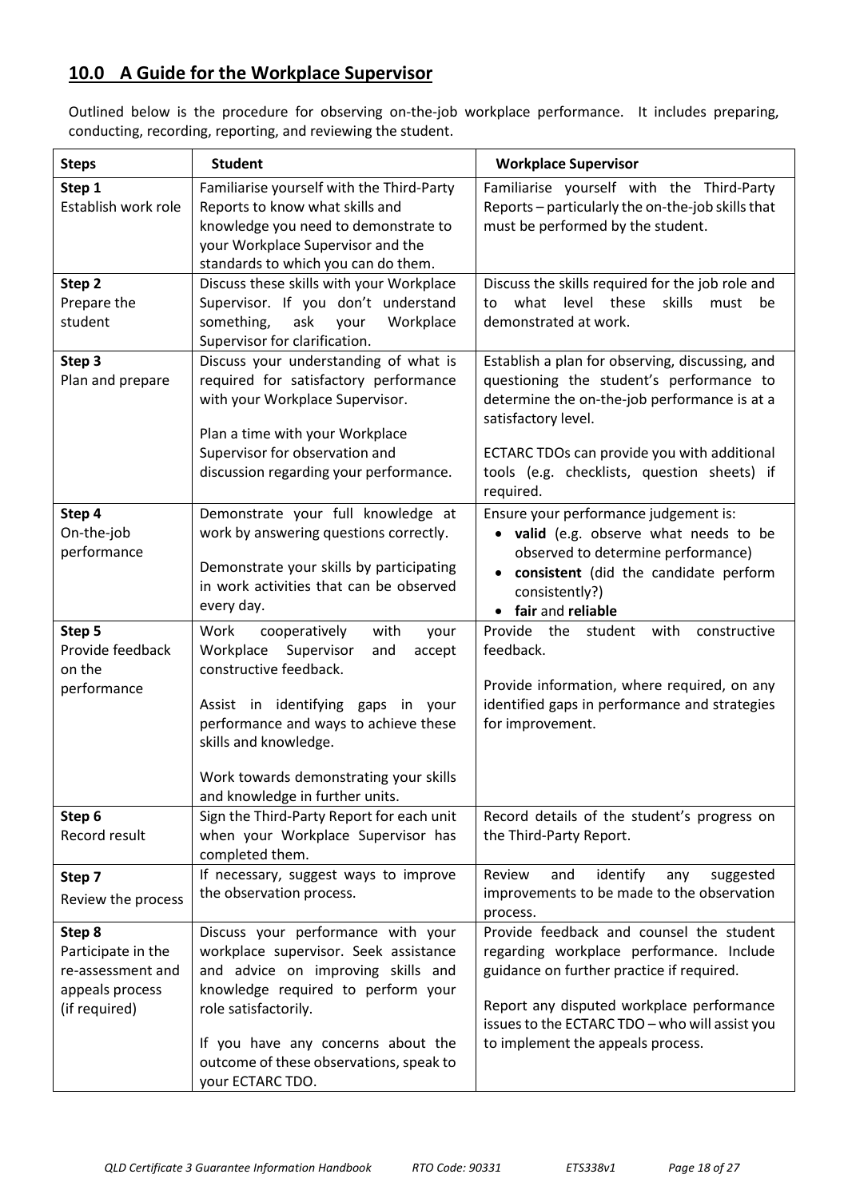## 10.0 A Guide for the Workplace Supervisor

Outlined below is the procedure for observing on-the-job workplace performance. It includes preparing, conducting, recording, reporting, and reviewing the student.

| Steps | Student | Workplace Supervisor |
|---|---|---|
| **Step 1**<br>Establish work role | Familiarise yourself with the Third-Party Reports to know what skills and knowledge you need to demonstrate to your Workplace Supervisor and the standards to which you can do them. | Familiarise yourself with the Third-Party Reports – particularly the on-the-job skills that must be performed by the student. |
| **Step 2**<br>Prepare the student | Discuss these skills with your Workplace Supervisor. If you don't understand something, ask your Workplace Supervisor for clarification. | Discuss the skills required for the job role and to what level these skills must be demonstrated at work. |
| **Step 3**<br>Plan and prepare | Discuss your understanding of what is required for satisfactory performance with your Workplace Supervisor.<br><br>Plan a time with your Workplace Supervisor for observation and discussion regarding your performance. | Establish a plan for observing, discussing, and questioning the student's performance to determine the on-the-job performance is at a satisfactory level.<br><br>ECTARC TDOs can provide you with additional tools (e.g. checklists, question sheets) if required. |
| **Step 4**<br>On-the-job performance | Demonstrate your full knowledge at work by answering questions correctly.<br><br>Demonstrate your skills by participating in work activities that can be observed every day. | Ensure your performance judgement is:<br>• **valid** (e.g. observe what needs to be observed to determine performance)<br>• **consistent** (did the candidate perform consistently?)<br>• **fair** and **reliable** |
| **Step 5**<br>Provide feedback on the performance | Work cooperatively with your Workplace Supervisor and accept constructive feedback.<br><br>Assist in identifying gaps in your performance and ways to achieve these skills and knowledge.<br><br>Work towards demonstrating your skills and knowledge in further units. | Provide the student with constructive feedback.<br><br>Provide information, where required, on any identified gaps in performance and strategies for improvement. |
| **Step 6**<br>Record result | Sign the Third-Party Report for each unit when your Workplace Supervisor has completed them. | Record details of the student's progress on the Third-Party Report. |
| **Step 7**<br>Review the process | If necessary, suggest ways to improve the observation process. | Review and identify any suggested improvements to be made to the observation process. |
| **Step 8**<br>Participate in the re-assessment and appeals process (if required) | Discuss your performance with your workplace supervisor. Seek assistance and advice on improving skills and knowledge required to perform your role satisfactorily.<br><br>If you have any concerns about the outcome of these observations, speak to your ECTARC TDO. | Provide feedback and counsel the student regarding workplace performance. Include guidance on further practice if required.<br><br>Report any disputed workplace performance issues to the ECTARC TDO – who will assist you to implement the appeals process. |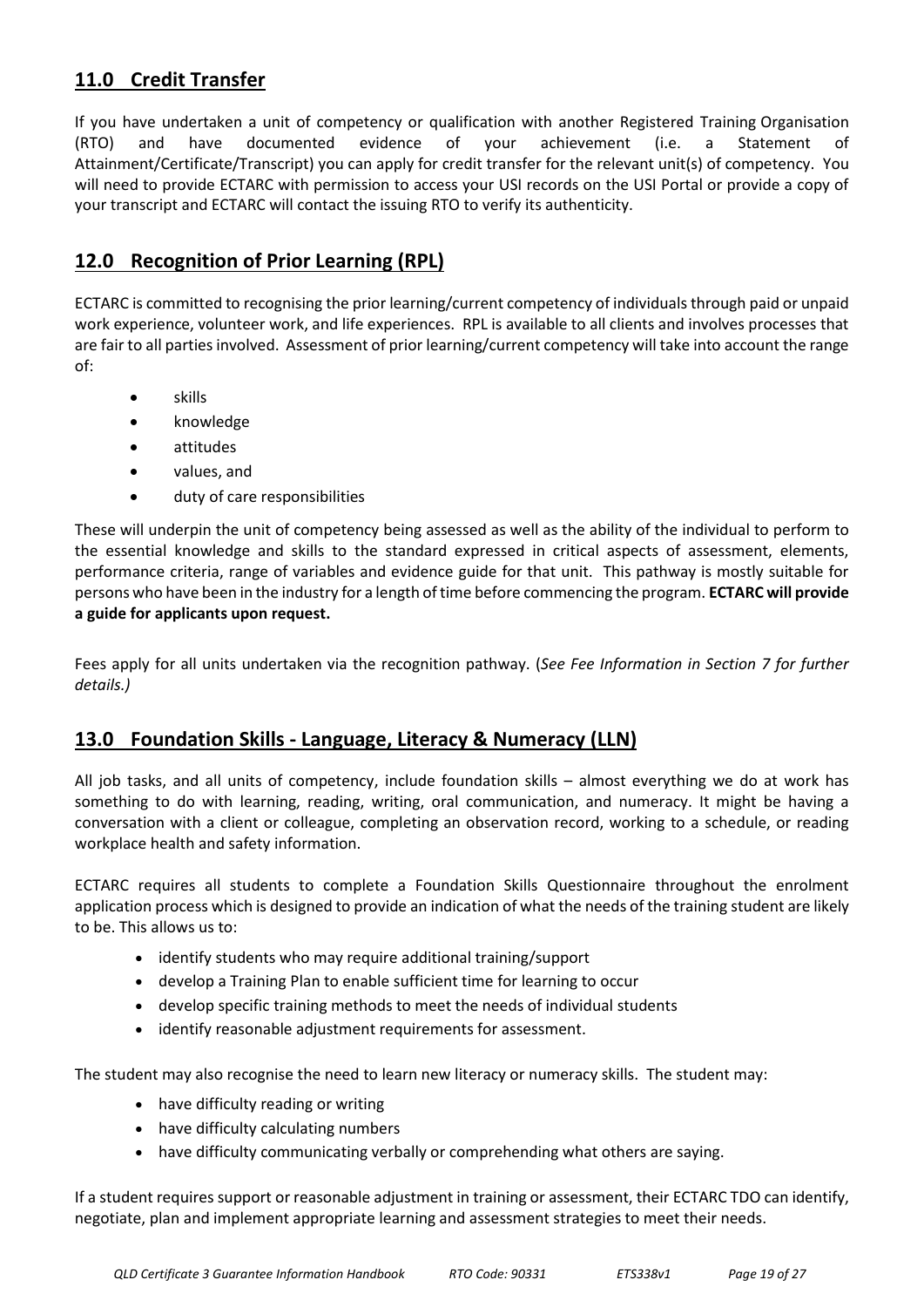## 11.0 Credit Transfer

If you have undertaken a unit of competency or qualification with another Registered Training Organisation (RTO) and have documented evidence of your achievement (i.e. a Statement of Attainment/Certificate/Transcript) you can apply for credit transfer for the relevant unit(s) of competency. You will need to provide ECTARC with permission to access your USI records on the USI Portal or provide a copy of your transcript and ECTARC will contact the issuing RTO to verify its authenticity.

## 12.0 Recognition of Prior Learning (RPL)

ECTARC is committed to recognising the prior learning/current competency of individuals through paid or unpaid work experience, volunteer work, and life experiences. RPL is available to all clients and involves processes that are fair to all parties involved. Assessment of prior learning/current competency will take into account the range of:

- skills
- knowledge
- attitudes
- values, and
- duty of care responsibilities

These will underpin the unit of competency being assessed as well as the ability of the individual to perform to the essential knowledge and skills to the standard expressed in critical aspects of assessment, elements, performance criteria, range of variables and evidence guide for that unit. This pathway is mostly suitable for persons who have been in the industry for a length of time before commencing the program. **ECTARC will provide a guide for applicants upon request.**

Fees apply for all units undertaken via the recognition pathway. (*See Fee Information in Section 7 for further details.)*

## 13.0 Foundation Skills - Language, Literacy & Numeracy (LLN)

All job tasks, and all units of competency, include foundation skills – almost everything we do at work has something to do with learning, reading, writing, oral communication, and numeracy. It might be having a conversation with a client or colleague, completing an observation record, working to a schedule, or reading workplace health and safety information.

ECTARC requires all students to complete a Foundation Skills Questionnaire throughout the enrolment application process which is designed to provide an indication of what the needs of the training student are likely to be. This allows us to:

- identify students who may require additional training/support
- develop a Training Plan to enable sufficient time for learning to occur
- develop specific training methods to meet the needs of individual students
- identify reasonable adjustment requirements for assessment.

The student may also recognise the need to learn new literacy or numeracy skills. The student may:

- have difficulty reading or writing
- have difficulty calculating numbers
- have difficulty communicating verbally or comprehending what others are saying.

If a student requires support or reasonable adjustment in training or assessment, their ECTARC TDO can identify, negotiate, plan and implement appropriate learning and assessment strategies to meet their needs.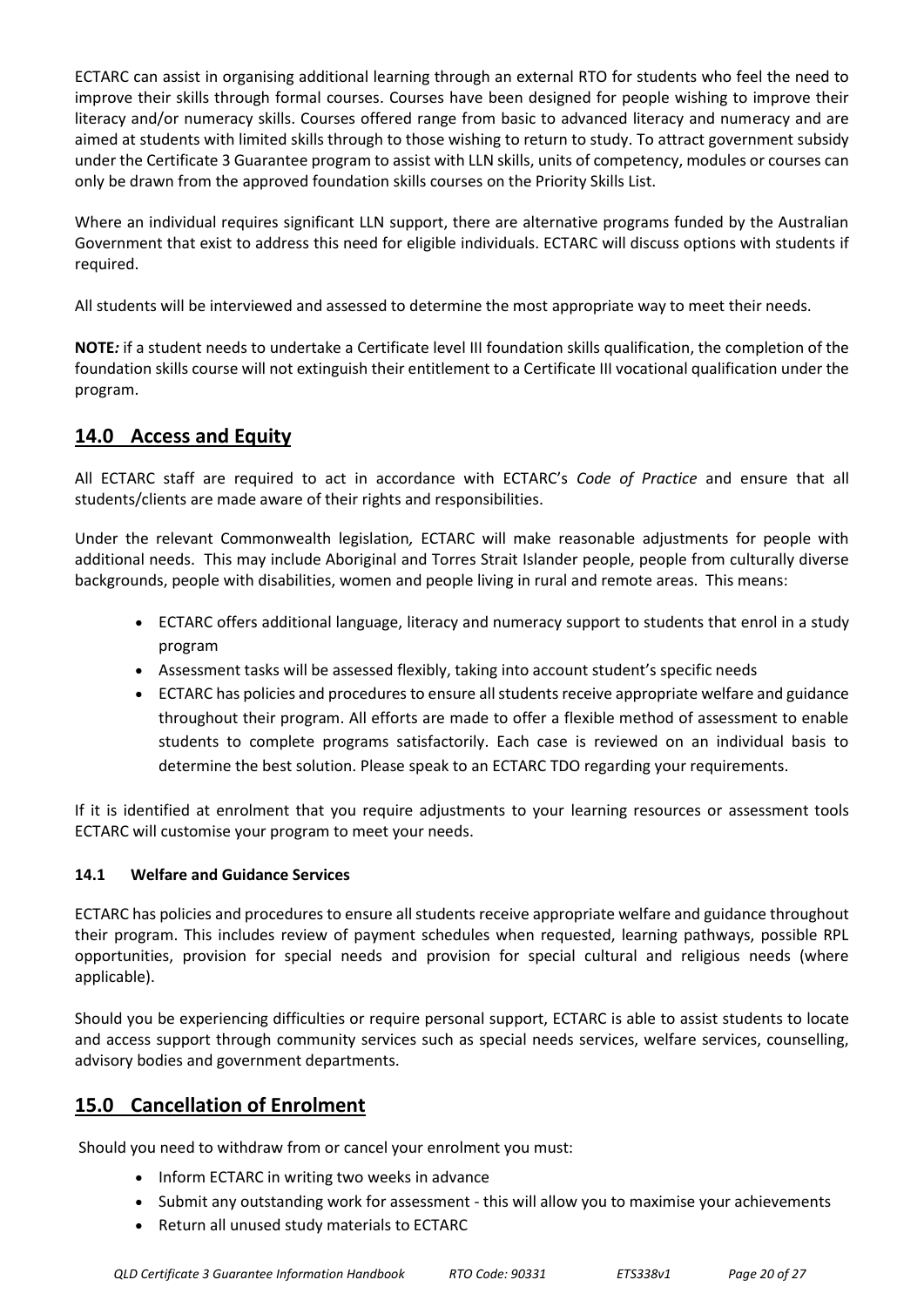ECTARC can assist in organising additional learning through an external RTO for students who feel the need to improve their skills through formal courses. Courses have been designed for people wishing to improve their literacy and/or numeracy skills. Courses offered range from basic to advanced literacy and numeracy and are aimed at students with limited skills through to those wishing to return to study. To attract government subsidy under the Certificate 3 Guarantee program to assist with LLN skills, units of competency, modules or courses can only be drawn from the approved foundation skills courses on the Priority Skills List.

Where an individual requires significant LLN support, there are alternative programs funded by the Australian Government that exist to address this need for eligible individuals. ECTARC will discuss options with students if required.

All students will be interviewed and assessed to determine the most appropriate way to meet their needs.

**NOTE***:* if a student needs to undertake a Certificate level III foundation skills qualification, the completion of the foundation skills course will not extinguish their entitlement to a Certificate III vocational qualification under the program.

## 14.0 Access and Equity

All ECTARC staff are required to act in accordance with ECTARC's *Code of Practice* and ensure that all students/clients are made aware of their rights and responsibilities.

Under the relevant Commonwealth legislation*,* ECTARC will make reasonable adjustments for people with additional needs. This may include Aboriginal and Torres Strait Islander people, people from culturally diverse backgrounds, people with disabilities, women and people living in rural and remote areas. This means:

- ECTARC offers additional language, literacy and numeracy support to students that enrol in a study program
- Assessment tasks will be assessed flexibly, taking into account student's specific needs
- ECTARC has policies and procedures to ensure all students receive appropriate welfare and guidance throughout their program. All efforts are made to offer a flexible method of assessment to enable students to complete programs satisfactorily. Each case is reviewed on an individual basis to determine the best solution. Please speak to an ECTARC TDO regarding your requirements.

If it is identified at enrolment that you require adjustments to your learning resources or assessment tools ECTARC will customise your program to meet your needs.

### 14.1 Welfare and Guidance Services

ECTARC has policies and procedures to ensure all students receive appropriate welfare and guidance throughout their program. This includes review of payment schedules when requested, learning pathways, possible RPL opportunities, provision for special needs and provision for special cultural and religious needs (where applicable).

Should you be experiencing difficulties or require personal support, ECTARC is able to assist students to locate and access support through community services such as special needs services, welfare services, counselling, advisory bodies and government departments.

## 15.0 Cancellation of Enrolment

Should you need to withdraw from or cancel your enrolment you must:

- Inform ECTARC in writing two weeks in advance
- Submit any outstanding work for assessment - this will allow you to maximise your achievements
- Return all unused study materials to ECTARC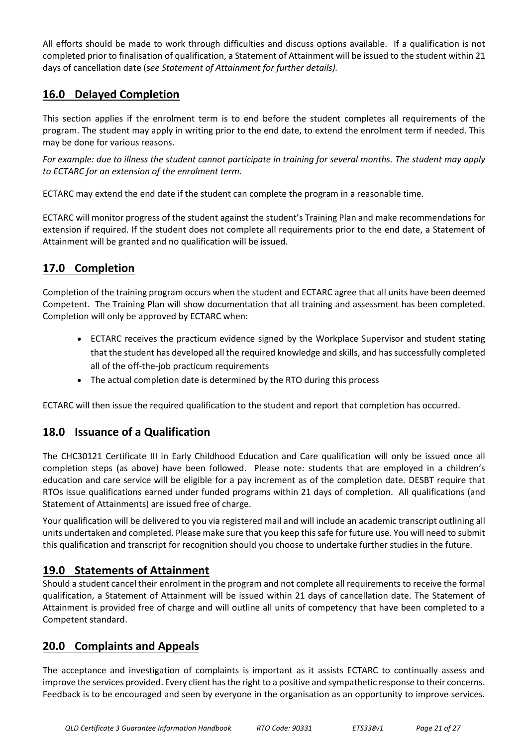All efforts should be made to work through difficulties and discuss options available. If a qualification is not completed prior to finalisation of qualification, a Statement of Attainment will be issued to the student within 21 days of cancellation date (*see Statement of Attainment for further details).*

## 16.0 Delayed Completion

This section applies if the enrolment term is to end before the student completes all requirements of the program. The student may apply in writing prior to the end date, to extend the enrolment term if needed. This may be done for various reasons.

*For example: due to illness the student cannot participate in training for several months. The student may apply to ECTARC for an extension of the enrolment term.*

ECTARC may extend the end date if the student can complete the program in a reasonable time.

ECTARC will monitor progress of the student against the student's Training Plan and make recommendations for extension if required. If the student does not complete all requirements prior to the end date, a Statement of Attainment will be granted and no qualification will be issued.

## 17.0 Completion

Completion of the training program occurs when the student and ECTARC agree that all units have been deemed Competent. The Training Plan will show documentation that all training and assessment has been completed. Completion will only be approved by ECTARC when:

- ECTARC receives the practicum evidence signed by the Workplace Supervisor and student stating that the student has developed all the required knowledge and skills, and has successfully completed all of the off-the-job practicum requirements
- The actual completion date is determined by the RTO during this process

ECTARC will then issue the required qualification to the student and report that completion has occurred.

## 18.0 Issuance of a Qualification

The CHC30121 Certificate III in Early Childhood Education and Care qualification will only be issued once all completion steps (as above) have been followed. Please note: students that are employed in a children's education and care service will be eligible for a pay increment as of the completion date. DESBT require that RTOs issue qualifications earned under funded programs within 21 days of completion. All qualifications (and Statement of Attainments) are issued free of charge.

Your qualification will be delivered to you via registered mail and will include an academic transcript outlining all units undertaken and completed. Please make sure that you keep this safe for future use. You will need to submit this qualification and transcript for recognition should you choose to undertake further studies in the future.

## 19.0 Statements of Attainment

Should a student cancel their enrolment in the program and not complete all requirements to receive the formal qualification, a Statement of Attainment will be issued within 21 days of cancellation date. The Statement of Attainment is provided free of charge and will outline all units of competency that have been completed to a Competent standard.

## 20.0 Complaints and Appeals

The acceptance and investigation of complaints is important as it assists ECTARC to continually assess and improve the services provided. Every client has the right to a positive and sympathetic response to their concerns. Feedback is to be encouraged and seen by everyone in the organisation as an opportunity to improve services.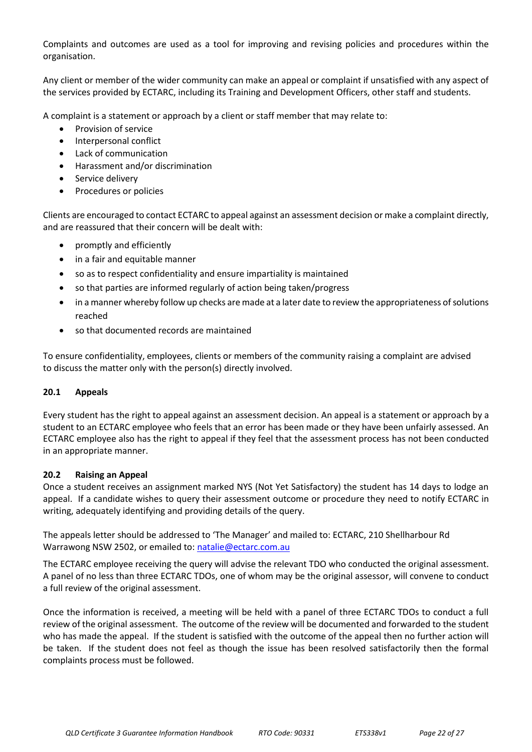Complaints and outcomes are used as a tool for improving and revising policies and procedures within the organisation.

Any client or member of the wider community can make an appeal or complaint if unsatisfied with any aspect of the services provided by ECTARC, including its Training and Development Officers, other staff and students.

A complaint is a statement or approach by a client or staff member that may relate to:

- Provision of service
- Interpersonal conflict
- Lack of communication
- Harassment and/or discrimination
- Service delivery
- Procedures or policies

Clients are encouraged to contact ECTARC to appeal against an assessment decision or make a complaint directly, and are reassured that their concern will be dealt with:

- promptly and efficiently
- in a fair and equitable manner
- so as to respect confidentiality and ensure impartiality is maintained
- so that parties are informed regularly of action being taken/progress
- in a manner whereby follow up checks are made at a later date to review the appropriateness of solutions reached
- so that documented records are maintained

To ensure confidentiality, employees, clients or members of the community raising a complaint are advised to discuss the matter only with the person(s) directly involved.

### 20.1 Appeals

Every student has the right to appeal against an assessment decision. An appeal is a statement or approach by a student to an ECTARC employee who feels that an error has been made or they have been unfairly assessed. An ECTARC employee also has the right to appeal if they feel that the assessment process has not been conducted in an appropriate manner.

### 20.2 Raising an Appeal

Once a student receives an assignment marked NYS (Not Yet Satisfactory) the student has 14 days to lodge an appeal. If a candidate wishes to query their assessment outcome or procedure they need to notify ECTARC in writing, adequately identifying and providing details of the query.

The appeals letter should be addressed to 'The Manager' and mailed to: ECTARC, 210 Shellharbour Rd Warrawong NSW 2502, or emailed to: natalie@ectarc.com.au

The ECTARC employee receiving the query will advise the relevant TDO who conducted the original assessment. A panel of no less than three ECTARC TDOs, one of whom may be the original assessor, will convene to conduct a full review of the original assessment.

Once the information is received, a meeting will be held with a panel of three ECTARC TDOs to conduct a full review of the original assessment. The outcome of the review will be documented and forwarded to the student who has made the appeal. If the student is satisfied with the outcome of the appeal then no further action will be taken. If the student does not feel as though the issue has been resolved satisfactorily then the formal complaints process must be followed.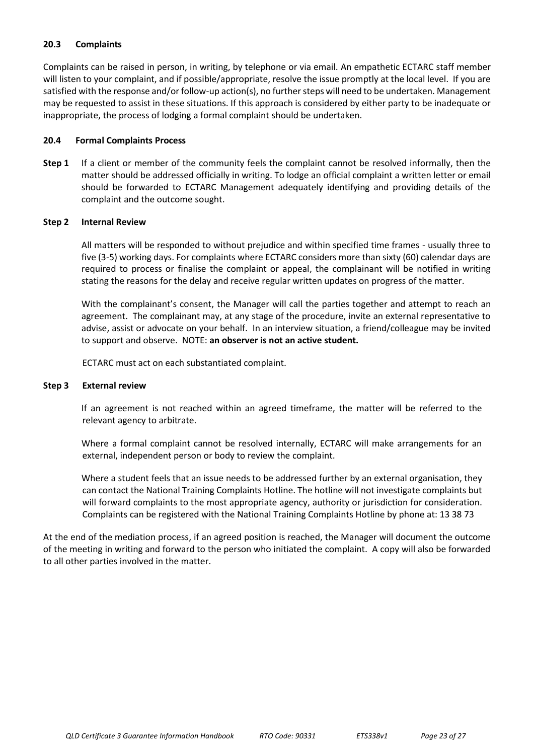### 20.3 Complaints

Complaints can be raised in person, in writing, by telephone or via email. An empathetic ECTARC staff member will listen to your complaint, and if possible/appropriate, resolve the issue promptly at the local level. If you are satisfied with the response and/or follow-up action(s), no further steps will need to be undertaken. Management may be requested to assist in these situations. If this approach is considered by either party to be inadequate or inappropriate, the process of lodging a formal complaint should be undertaken.

### 20.4 Formal Complaints Process

**Step 1** If a client or member of the community feels the complaint cannot be resolved informally, then the matter should be addressed officially in writing. To lodge an official complaint a written letter or email should be forwarded to ECTARC Management adequately identifying and providing details of the complaint and the outcome sought.

**Step 2 Internal Review**

All matters will be responded to without prejudice and within specified time frames - usually three to five (3-5) working days. For complaints where ECTARC considers more than sixty (60) calendar days are required to process or finalise the complaint or appeal, the complainant will be notified in writing stating the reasons for the delay and receive regular written updates on progress of the matter.

With the complainant's consent, the Manager will call the parties together and attempt to reach an agreement. The complainant may, at any stage of the procedure, invite an external representative to advise, assist or advocate on your behalf. In an interview situation, a friend/colleague may be invited to support and observe. NOTE: **an observer is not an active student.**

ECTARC must act on each substantiated complaint.

**Step 3 External review**

If an agreement is not reached within an agreed timeframe, the matter will be referred to the relevant agency to arbitrate.

Where a formal complaint cannot be resolved internally, ECTARC will make arrangements for an external, independent person or body to review the complaint.

Where a student feels that an issue needs to be addressed further by an external organisation, they can contact the National Training Complaints Hotline. The hotline will not investigate complaints but will forward complaints to the most appropriate agency, authority or jurisdiction for consideration. Complaints can be registered with the National Training Complaints Hotline by phone at: 13 38 73

At the end of the mediation process, if an agreed position is reached, the Manager will document the outcome of the meeting in writing and forward to the person who initiated the complaint. A copy will also be forwarded to all other parties involved in the matter.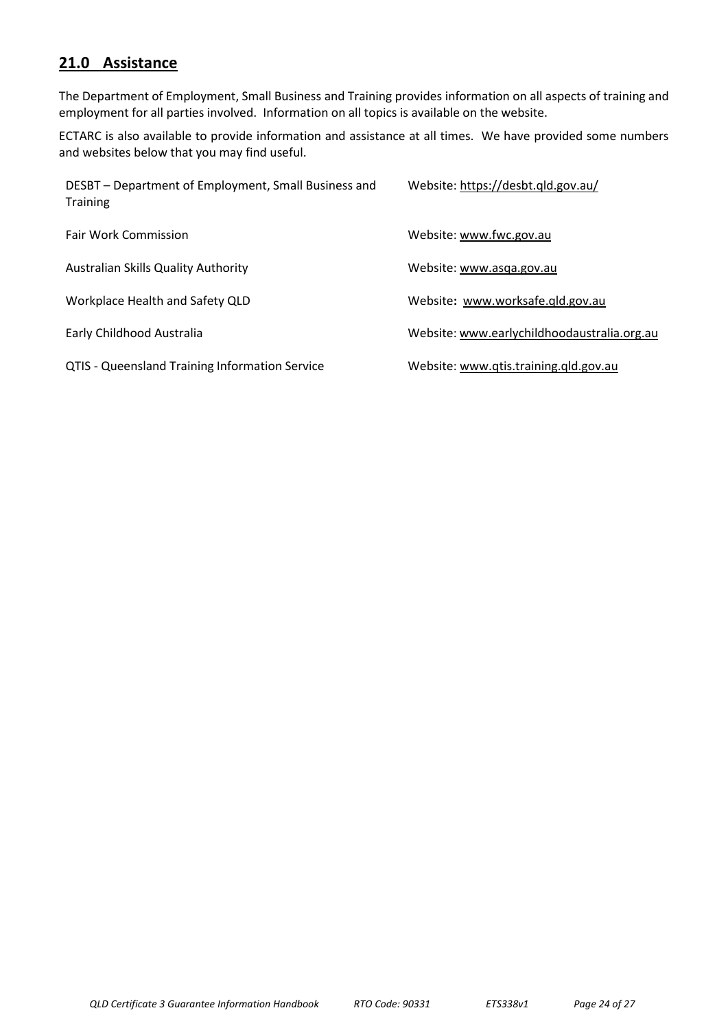## 21.0 Assistance

The Department of Employment, Small Business and Training provides information on all aspects of training and employment for all parties involved. Information on all topics is available on the website.

ECTARC is also available to provide information and assistance at all times. We have provided some numbers and websites below that you may find useful.

| | |
|---|---|
| DESBT – Department of Employment, Small Business and Training | Website: https://desbt.qld.gov.au/ |
| Fair Work Commission | Website: www.fwc.gov.au |
| Australian Skills Quality Authority | Website: www.asqa.gov.au |
| Workplace Health and Safety QLD | Website**:** www.worksafe.qld.gov.au |
| Early Childhood Australia | Website: www.earlychildhoodaustralia.org.au |
| QTIS - Queensland Training Information Service | Website: www.qtis.training.qld.gov.au |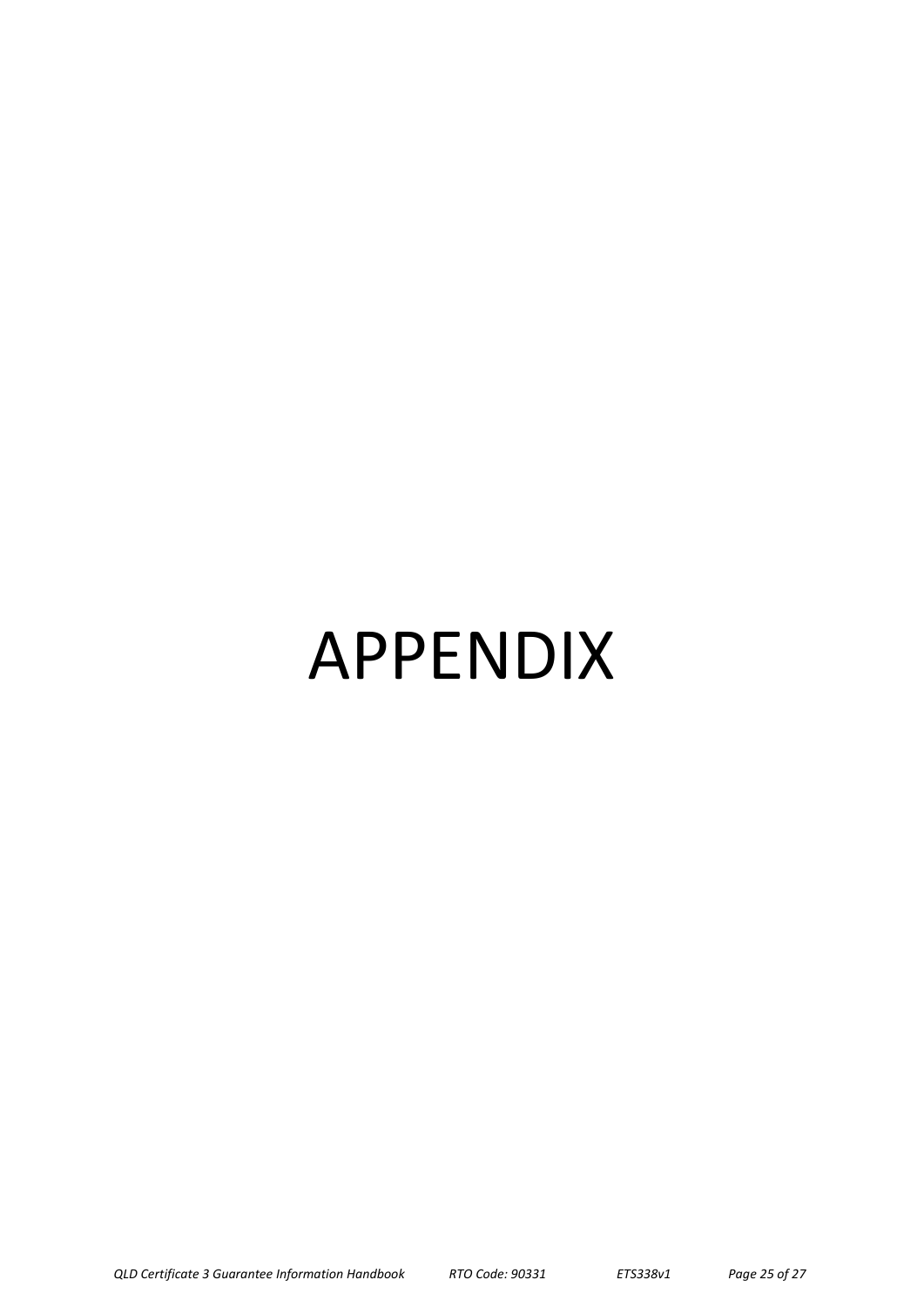# APPENDIX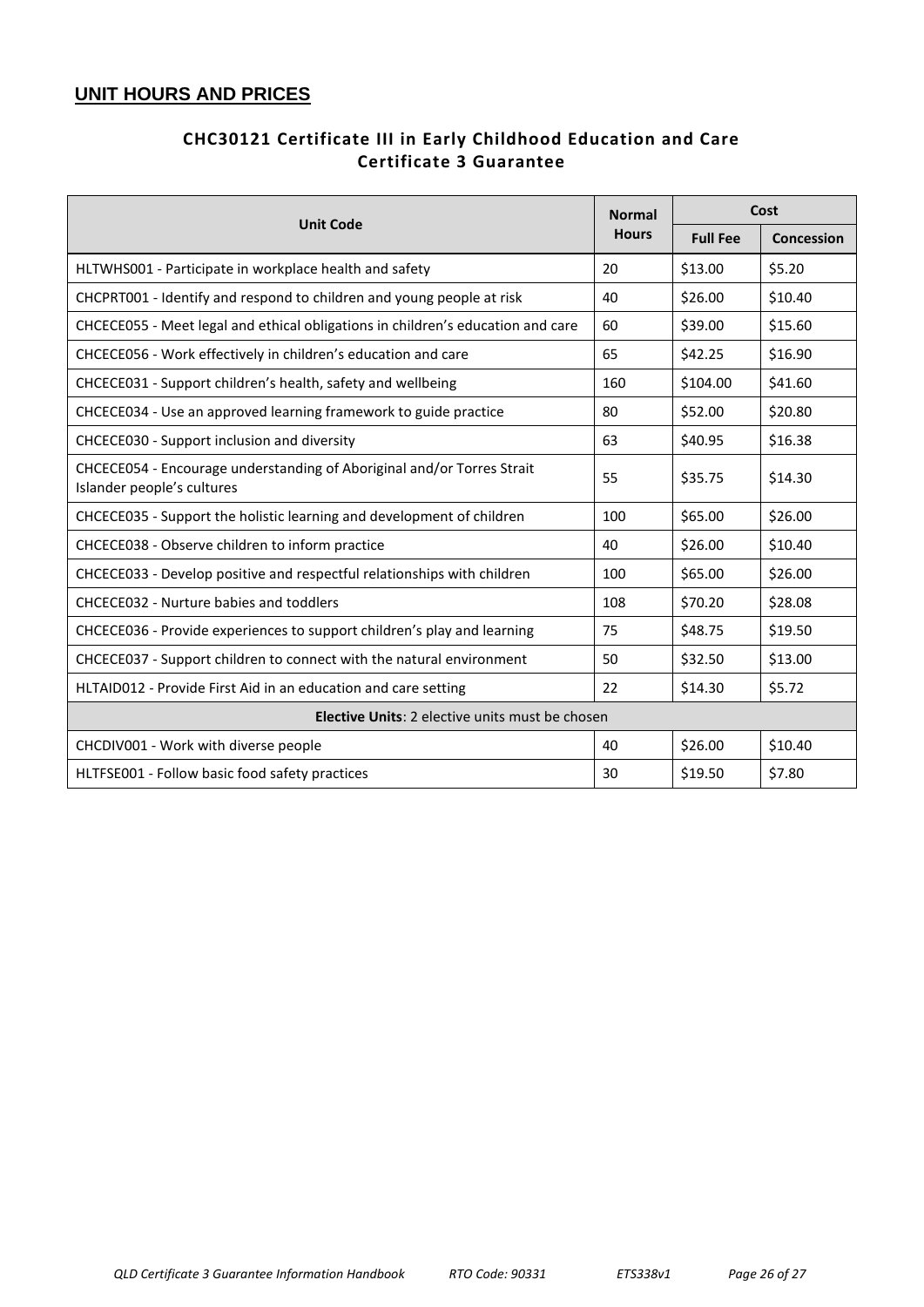## UNIT HOURS AND PRICES

### CHC30121 Certificate III in Early Childhood Education and Care
### Certificate 3 Guarantee

| Unit Code | Normal Hours | Cost | |
|---|---|---|---|
| | | **Full Fee** | **Concession** |
| HLTWHS001 - Participate in workplace health and safety | 20 | $13.00 | $5.20 |
| CHCPRT001 - Identify and respond to children and young people at risk | 40 | $26.00 | $10.40 |
| CHCECE055 - Meet legal and ethical obligations in children's education and care | 60 | $39.00 | $15.60 |
| CHCECE056 - Work effectively in children's education and care | 65 | $42.25 | $16.90 |
| CHCECE031 - Support children's health, safety and wellbeing | 160 | $104.00 | $41.60 |
| CHCECE034 - Use an approved learning framework to guide practice | 80 | $52.00 | $20.80 |
| CHCECE030 - Support inclusion and diversity | 63 | $40.95 | $16.38 |
| CHCECE054 - Encourage understanding of Aboriginal and/or Torres Strait Islander people's cultures | 55 | $35.75 | $14.30 |
| CHCECE035 - Support the holistic learning and development of children | 100 | $65.00 | $26.00 |
| CHCECE038 - Observe children to inform practice | 40 | $26.00 | $10.40 |
| CHCECE033 - Develop positive and respectful relationships with children | 100 | $65.00 | $26.00 |
| CHCECE032 - Nurture babies and toddlers | 108 | $70.20 | $28.08 |
| CHCECE036 - Provide experiences to support children's play and learning | 75 | $48.75 | $19.50 |
| CHCECE037 - Support children to connect with the natural environment | 50 | $32.50 | $13.00 |
| HLTAID012 - Provide First Aid in an education and care setting | 22 | $14.30 | $5.72 |
| **Elective Units**: 2 elective units must be chosen | | | |
| CHCDIV001 - Work with diverse people | 40 | $26.00 | $10.40 |
| HLTFSE001 - Follow basic food safety practices | 30 | $19.50 | $7.80 |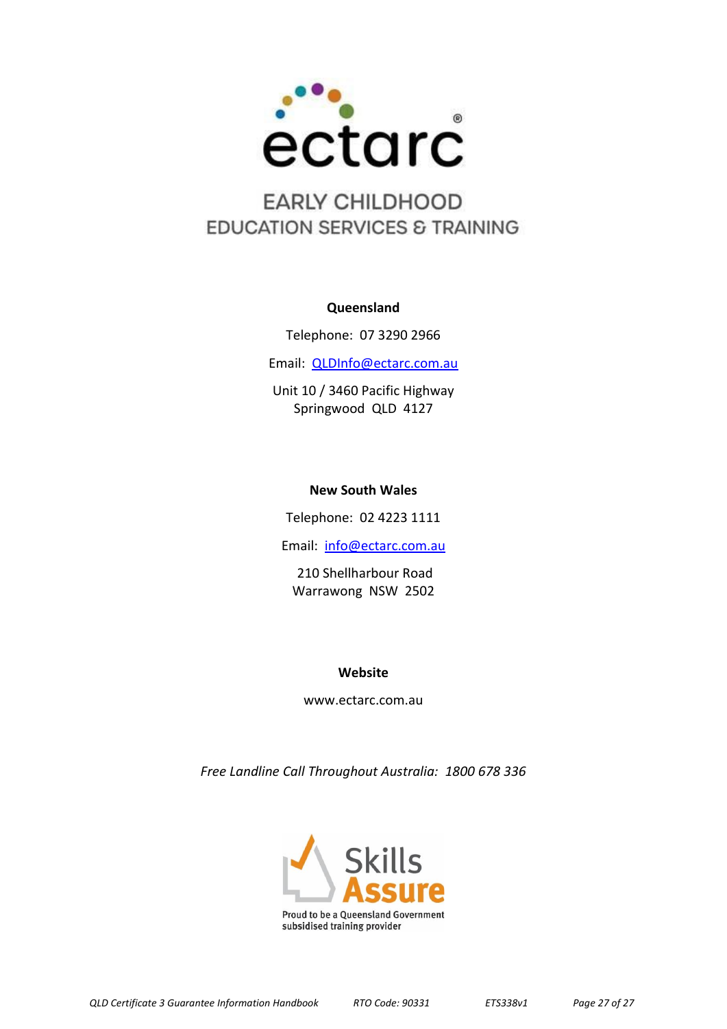ectarc®

EARLY CHILDHOOD
EDUCATION SERVICES & TRAINING

**Queensland**

Telephone: 07 3290 2966

Email: QLDInfo@ectarc.com.au

Unit 10 / 3460 Pacific Highway
Springwood QLD 4127

**New South Wales**

Telephone: 02 4223 1111

Email: info@ectarc.com.au

210 Shellharbour Road
Warrawong NSW 2502

**Website**

www.ectarc.com.au

*Free Landline Call Throughout Australia: 1800 678 336*

Skills Assure

Proud to be a Queensland Government subsidised training provider